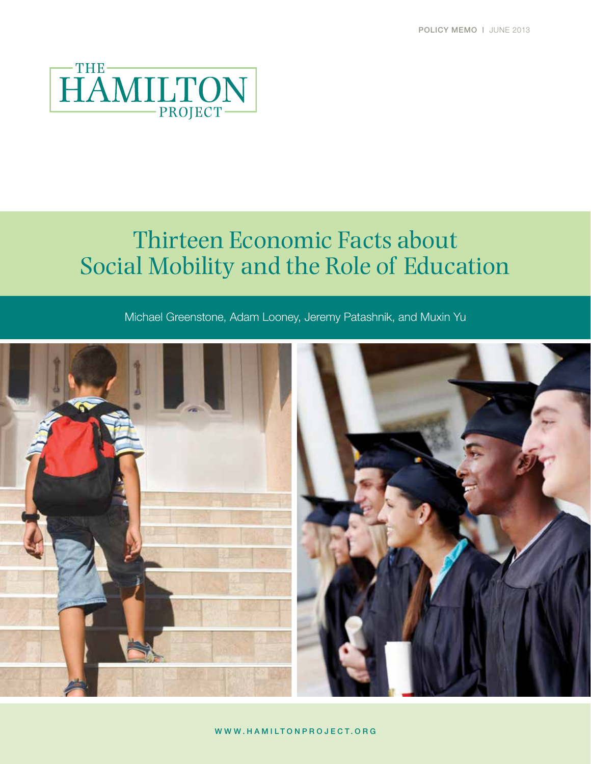POLICY MEMO | JUNE 2013

THE HAMILTON PROJECT

# Thirteen Economic Facts about Social Mobility and the Role of Education

Michael Greenstone, Adam Looney, Jeremy Patashnik, and Muxin Yu

WWW.HAMILTONPROJECT.ORG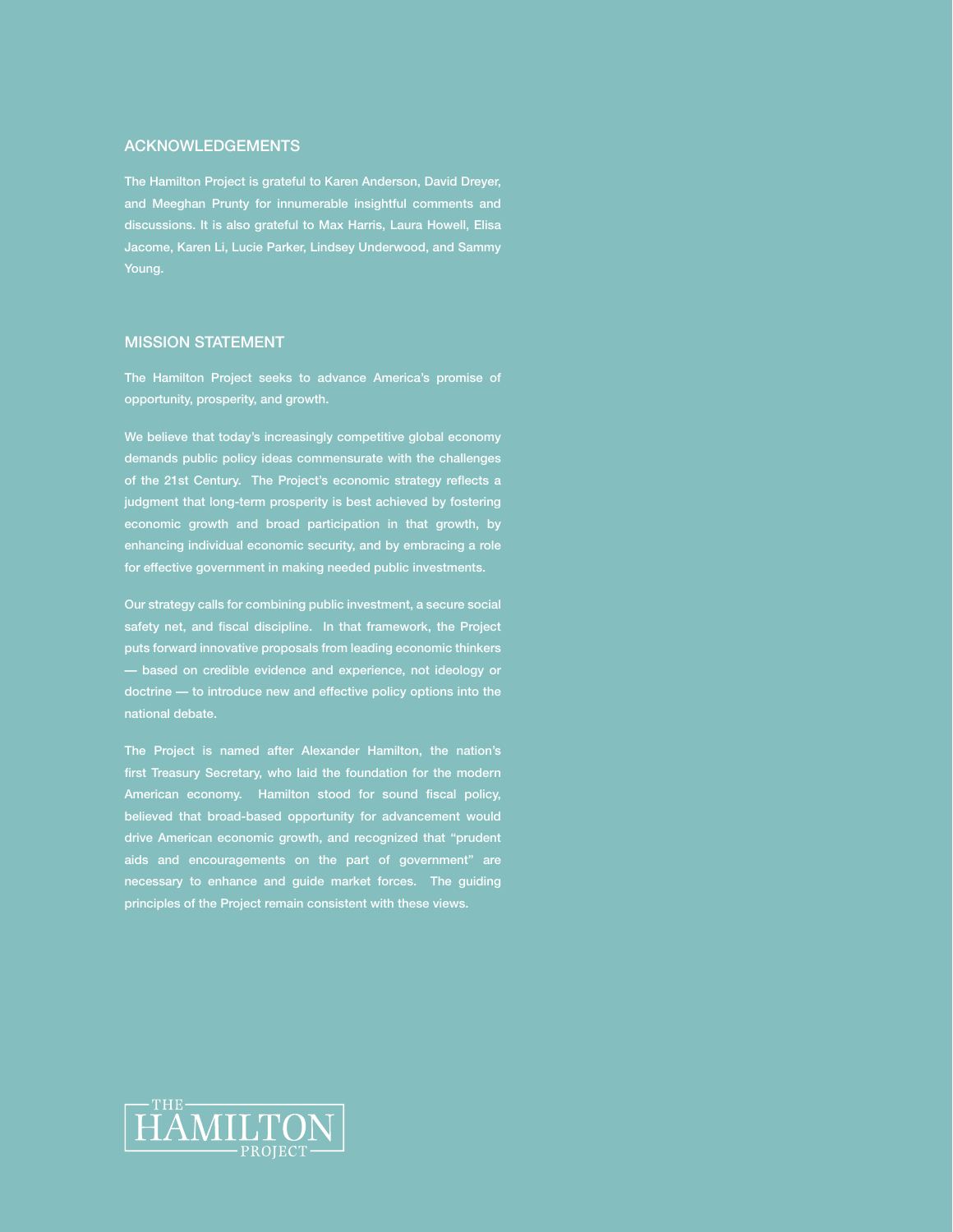## ACKNOWLEDGEMENTS

The Hamilton Project is grateful to Karen Anderson, David Dreyer, and Meeghan Prunty for innumerable insightful comments and discussions. It is also grateful to Max Harris, Laura Howell, Elisa Jacome, Karen Li, Lucie Parker, Lindsey Underwood, and Sammy Young.

## MISSION STATEMENT

The Hamilton Project seeks to advance America's promise of opportunity, prosperity, and growth.

We believe that today's increasingly competitive global economy demands public policy ideas commensurate with the challenges of the 21st Century. The Project's economic strategy reflects a judgment that long-term prosperity is best achieved by fostering economic growth and broad participation in that growth, by enhancing individual economic security, and by embracing a role for effective government in making needed public investments.

Our strategy calls for combining public investment, a secure social safety net, and fiscal discipline. In that framework, the Project puts forward innovative proposals from leading economic thinkers — based on credible evidence and experience, not ideology or doctrine — to introduce new and effective policy options into the national debate.

The Project is named after Alexander Hamilton, the nation's first Treasury Secretary, who laid the foundation for the modern American economy. Hamilton stood for sound fiscal policy, believed that broad-based opportunity for advancement would drive American economic growth, and recognized that "prudent aids and encouragements on the part of government" are necessary to enhance and guide market forces. The guiding principles of the Project remain consistent with these views.

THE HAMILTON PROJECT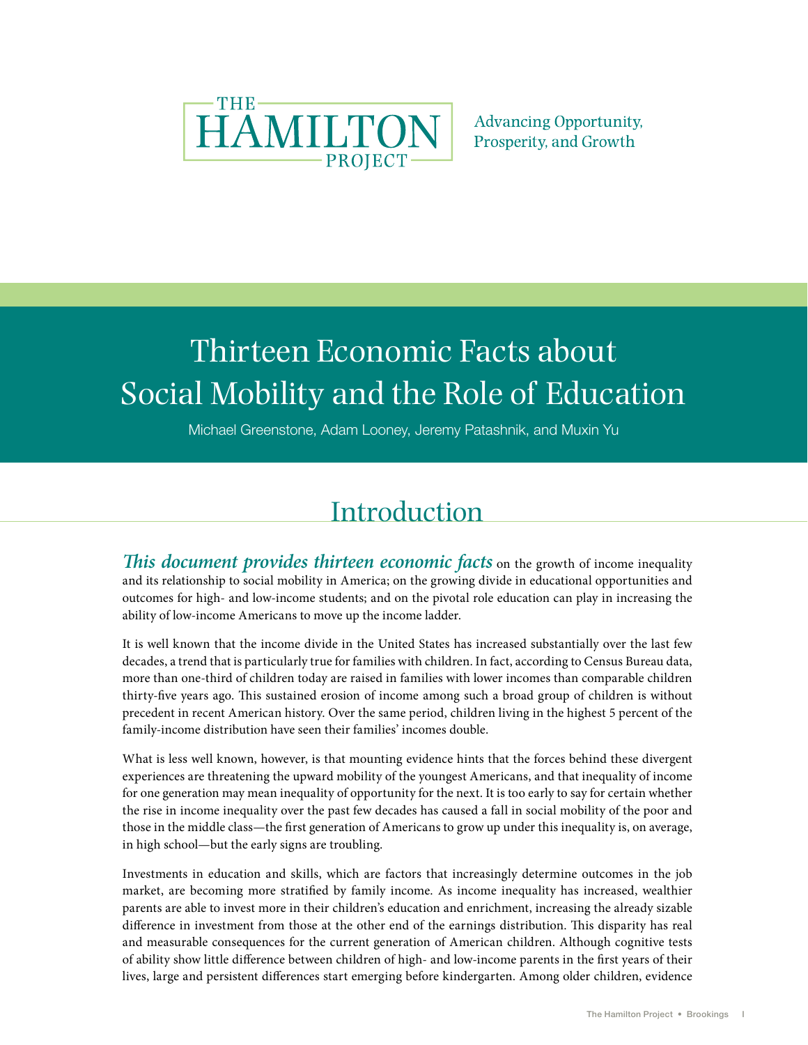THE HAMILTON PROJECT

Advancing Opportunity, Prosperity, and Growth

# Thirteen Economic Facts about Social Mobility and the Role of Education

Michael Greenstone, Adam Looney, Jeremy Patashnik, and Muxin Yu

## Introduction

***This document provides thirteen economic facts*** on the growth of income inequality and its relationship to social mobility in America; on the growing divide in educational opportunities and outcomes for high- and low-income students; and on the pivotal role education can play in increasing the ability of low-income Americans to move up the income ladder.

It is well known that the income divide in the United States has increased substantially over the last few decades, a trend that is particularly true for families with children. In fact, according to Census Bureau data, more than one-third of children today are raised in families with lower incomes than comparable children thirty-five years ago. This sustained erosion of income among such a broad group of children is without precedent in recent American history. Over the same period, children living in the highest 5 percent of the family-income distribution have seen their families' incomes double.

What is less well known, however, is that mounting evidence hints that the forces behind these divergent experiences are threatening the upward mobility of the youngest Americans, and that inequality of income for one generation may mean inequality of opportunity for the next. It is too early to say for certain whether the rise in income inequality over the past few decades has caused a fall in social mobility of the poor and those in the middle class—the first generation of Americans to grow up under this inequality is, on average, in high school—but the early signs are troubling.

Investments in education and skills, which are factors that increasingly determine outcomes in the job market, are becoming more stratified by family income. As income inequality has increased, wealthier parents are able to invest more in their children's education and enrichment, increasing the already sizable difference in investment from those at the other end of the earnings distribution. This disparity has real and measurable consequences for the current generation of American children. Although cognitive tests of ability show little difference between children of high- and low-income parents in the first years of their lives, large and persistent differences start emerging before kindergarten. Among older children, evidence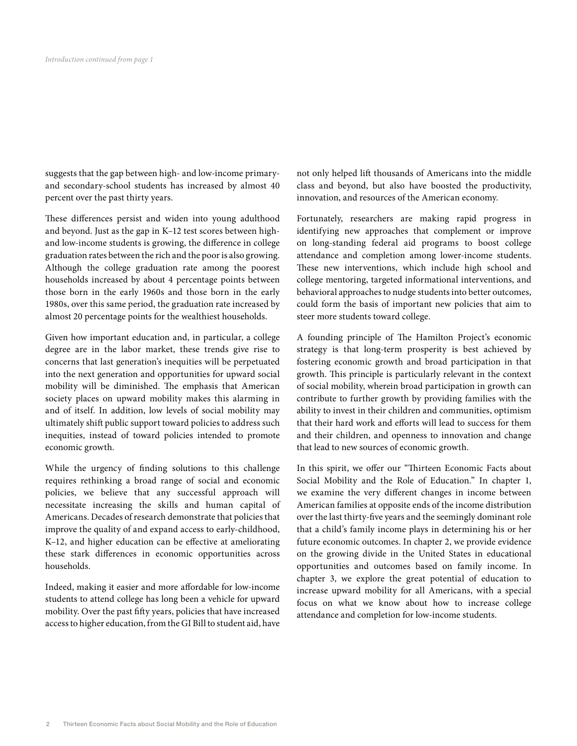*Introduction continued from page 1*

suggests that the gap between high- and low-income primary- and secondary-school students has increased by almost 40 percent over the past thirty years.

These differences persist and widen into young adulthood and beyond. Just as the gap in K–12 test scores between high- and low-income students is growing, the difference in college graduation rates between the rich and the poor is also growing. Although the college graduation rate among the poorest households increased by about 4 percentage points between those born in the early 1960s and those born in the early 1980s, over this same period, the graduation rate increased by almost 20 percentage points for the wealthiest households.

Given how important education and, in particular, a college degree are in the labor market, these trends give rise to concerns that last generation's inequities will be perpetuated into the next generation and opportunities for upward social mobility will be diminished. The emphasis that American society places on upward mobility makes this alarming in and of itself. In addition, low levels of social mobility may ultimately shift public support toward policies to address such inequities, instead of toward policies intended to promote economic growth.

While the urgency of finding solutions to this challenge requires rethinking a broad range of social and economic policies, we believe that any successful approach will necessitate increasing the skills and human capital of Americans. Decades of research demonstrate that policies that improve the quality of and expand access to early-childhood, K–12, and higher education can be effective at ameliorating these stark differences in economic opportunities across households.

Indeed, making it easier and more affordable for low-income students to attend college has long been a vehicle for upward mobility. Over the past fifty years, policies that have increased access to higher education, from the GI Bill to student aid, have not only helped lift thousands of Americans into the middle class and beyond, but also have boosted the productivity, innovation, and resources of the American economy.

Fortunately, researchers are making rapid progress in identifying new approaches that complement or improve on long-standing federal aid programs to boost college attendance and completion among lower-income students. These new interventions, which include high school and college mentoring, targeted informational interventions, and behavioral approaches to nudge students into better outcomes, could form the basis of important new policies that aim to steer more students toward college.

A founding principle of The Hamilton Project's economic strategy is that long-term prosperity is best achieved by fostering economic growth and broad participation in that growth. This principle is particularly relevant in the context of social mobility, wherein broad participation in growth can contribute to further growth by providing families with the ability to invest in their children and communities, optimism that their hard work and efforts will lead to success for them and their children, and openness to innovation and change that lead to new sources of economic growth.

In this spirit, we offer our "Thirteen Economic Facts about Social Mobility and the Role of Education." In chapter 1, we examine the very different changes in income between American families at opposite ends of the income distribution over the last thirty-five years and the seemingly dominant role that a child's family income plays in determining his or her future economic outcomes. In chapter 2, we provide evidence on the growing divide in the United States in educational opportunities and outcomes based on family income. In chapter 3, we explore the great potential of education to increase upward mobility for all Americans, with a special focus on what we know about how to increase college attendance and completion for low-income students.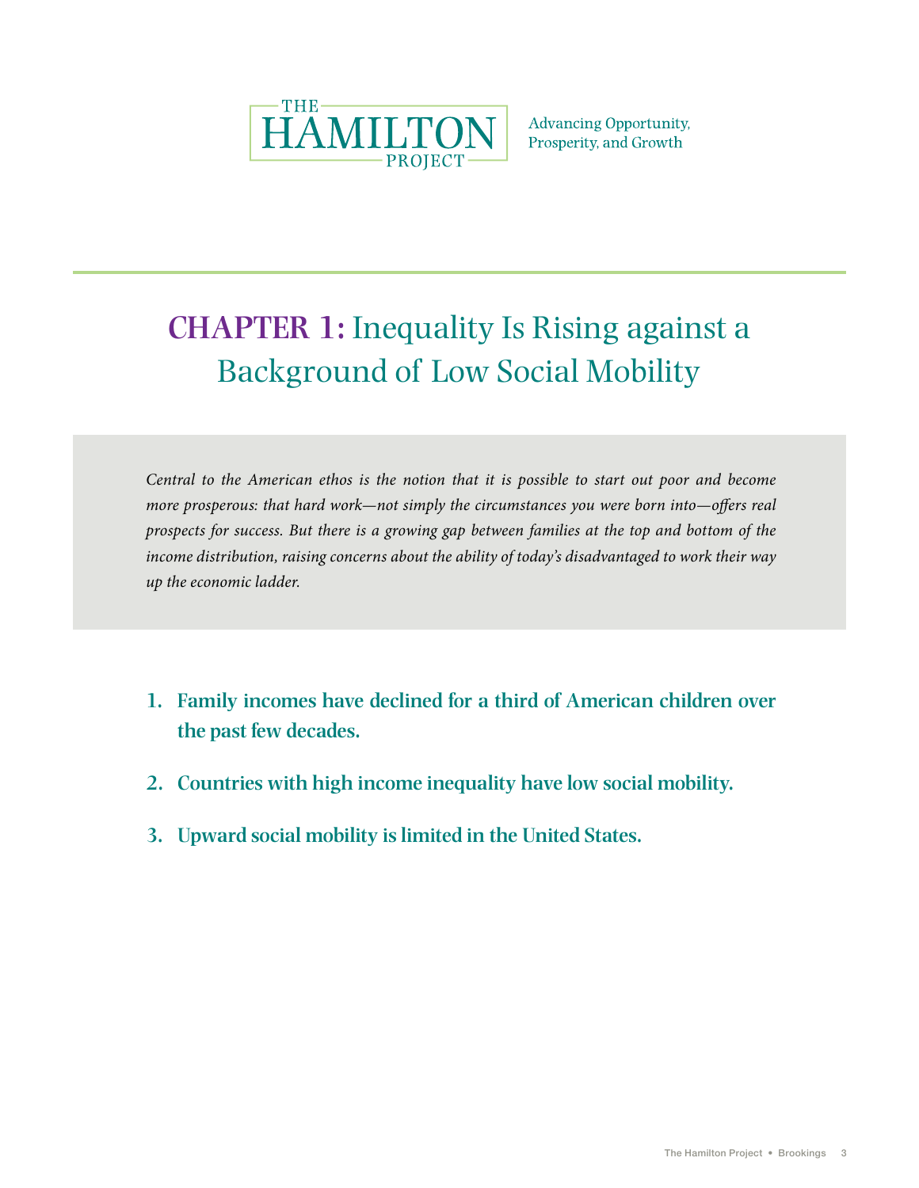THE HAMILTON PROJECT

Advancing Opportunity, Prosperity, and Growth

# CHAPTER 1: Inequality Is Rising against a Background of Low Social Mobility

*Central to the American ethos is the notion that it is possible to start out poor and become more prosperous: that hard work—not simply the circumstances you were born into—offers real prospects for success. But there is a growing gap between families at the top and bottom of the income distribution, raising concerns about the ability of today's disadvantaged to work their way up the economic ladder.*

1. **Family incomes have declined for a third of American children over the past few decades.**
2. **Countries with high income inequality have low social mobility.**
3. **Upward social mobility is limited in the United States.**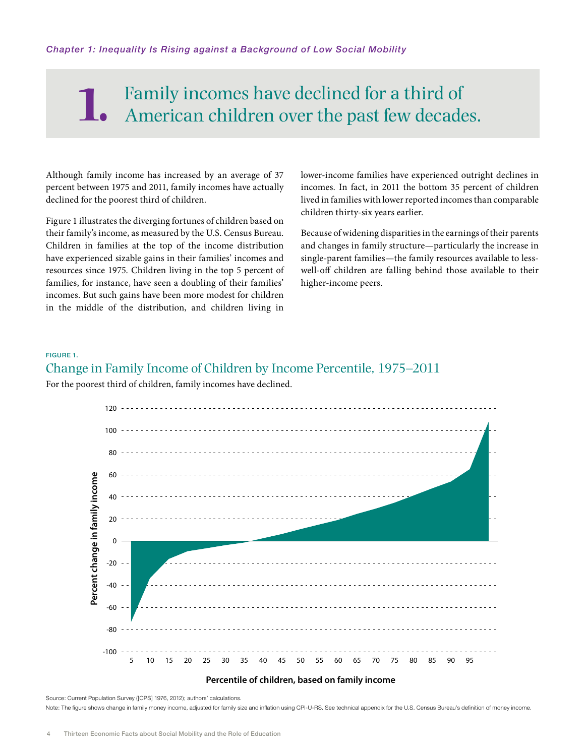*Chapter 1: Inequality Is Rising against a Background of Low Social Mobility*

# 1. Family incomes have declined for a third of American children over the past few decades.

Although family income has increased by an average of 37 percent between 1975 and 2011, family incomes have actually declined for the poorest third of children.

Figure 1 illustrates the diverging fortunes of children based on their family's income, as measured by the U.S. Census Bureau. Children in families at the top of the income distribution have experienced sizable gains in their families' incomes and resources since 1975. Children living in the top 5 percent of families, for instance, have seen a doubling of their families' incomes. But such gains have been more modest for children in the middle of the distribution, and children living in lower-income families have experienced outright declines in incomes. In fact, in 2011 the bottom 35 percent of children lived in families with lower reported incomes than comparable children thirty-six years earlier.

Because of widening disparities in the earnings of their parents and changes in family structure—particularly the increase in single-parent families—the family resources available to less-well-off children are falling behind those available to their higher-income peers.

FIGURE 1.

## Change in Family Income of Children by Income Percentile, 1975–2011

For the poorest third of children, family incomes have declined.

Source: Current Population Survey ([CPS] 1976, 2012); authors' calculations.

Note: The figure shows change in family money income, adjusted for family size and inflation using CPI-U-RS. See technical appendix for the U.S. Census Bureau's definition of money income.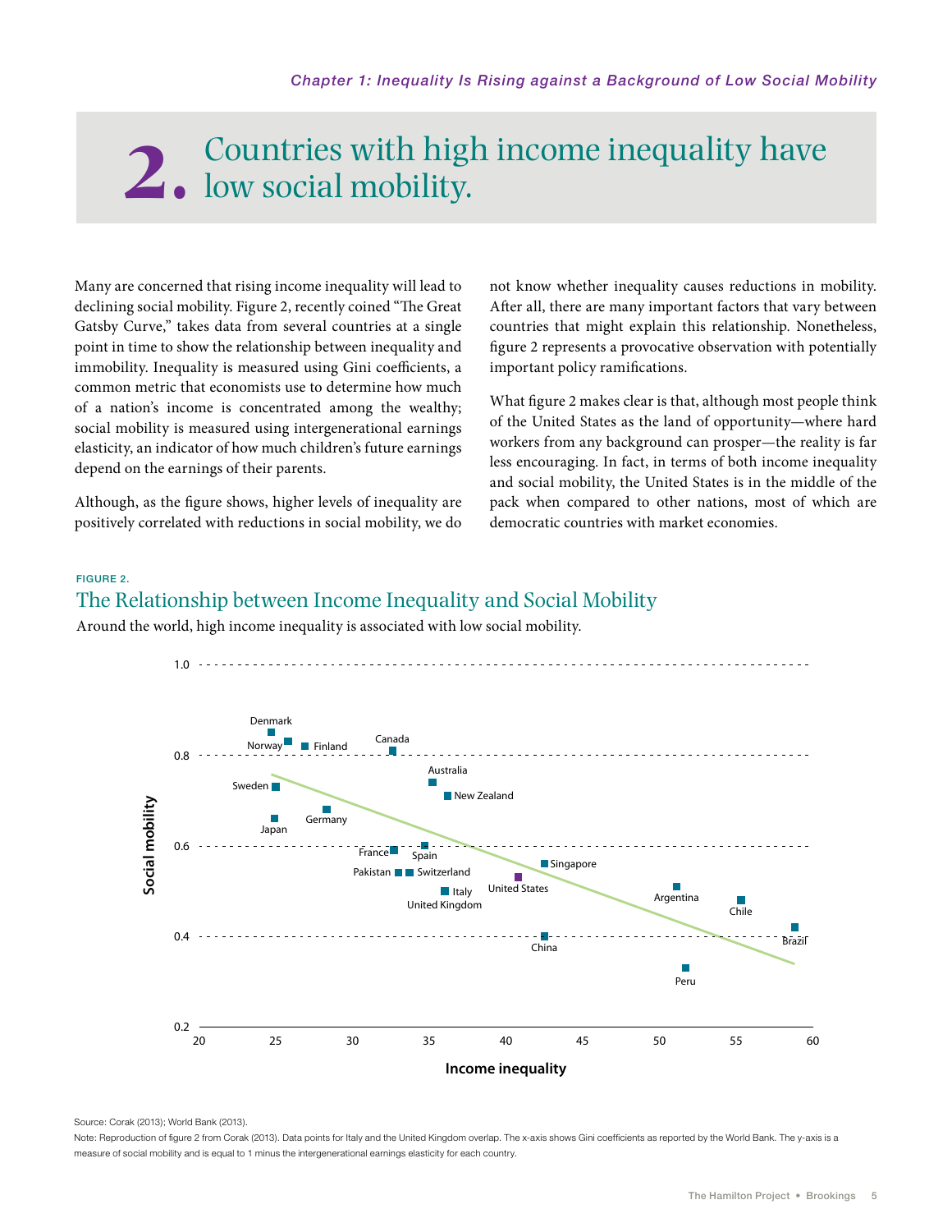# 2. Countries with high income inequality have low social mobility.

Many are concerned that rising income inequality will lead to declining social mobility. Figure 2, recently coined "The Great Gatsby Curve," takes data from several countries at a single point in time to show the relationship between inequality and immobility. Inequality is measured using Gini coefficients, a common metric that economists use to determine how much of a nation's income is concentrated among the wealthy; social mobility is measured using intergenerational earnings elasticity, an indicator of how much children's future earnings depend on the earnings of their parents.

Although, as the figure shows, higher levels of inequality are positively correlated with reductions in social mobility, we do not know whether inequality causes reductions in mobility. After all, there are many important factors that vary between countries that might explain this relationship. Nonetheless, figure 2 represents a provocative observation with potentially important policy ramifications.

What figure 2 makes clear is that, although most people think of the United States as the land of opportunity—where hard workers from any background can prosper—the reality is far less encouraging. In fact, in terms of both income inequality and social mobility, the United States is in the middle of the pack when compared to other nations, most of which are democratic countries with market economies.

FIGURE 2.

## The Relationship between Income Inequality and Social Mobility

Around the world, high income inequality is associated with low social mobility.

Source: Corak (2013); World Bank (2013).

Note: Reproduction of figure 2 from Corak (2013). Data points for Italy and the United Kingdom overlap. The x-axis shows Gini coefficients as reported by the World Bank. The y-axis is a measure of social mobility and is equal to 1 minus the intergenerational earnings elasticity for each country.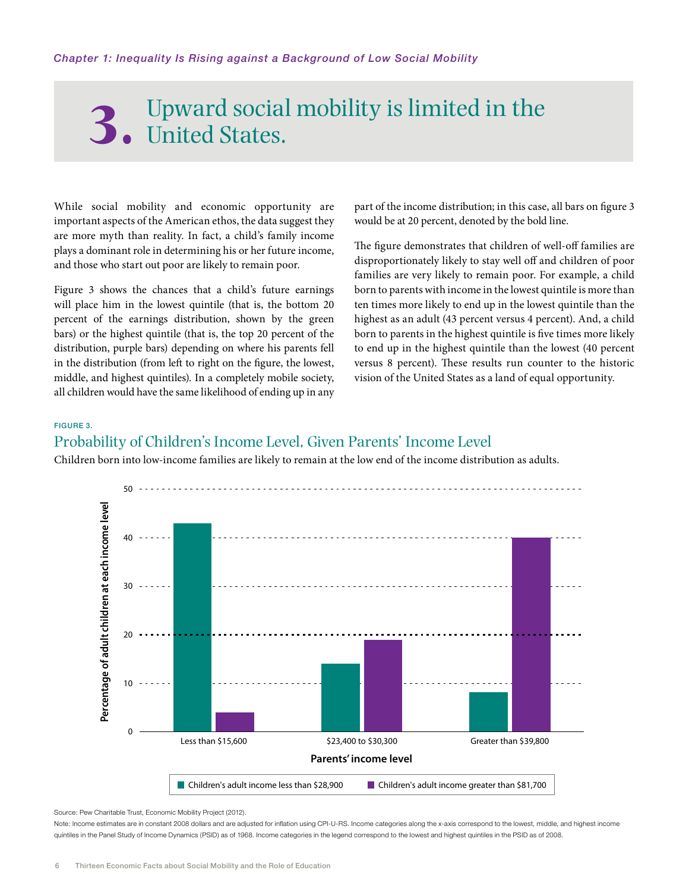*Chapter 1: Inequality Is Rising against a Background of Low Social Mobility*

# 3. Upward social mobility is limited in the United States.

While social mobility and economic opportunity are important aspects of the American ethos, the data suggest they are more myth than reality. In fact, a child's family income plays a dominant role in determining his or her future income, and those who start out poor are likely to remain poor.

Figure 3 shows the chances that a child's future earnings will place him in the lowest quintile (that is, the bottom 20 percent of the earnings distribution, shown by the green bars) or the highest quintile (that is, the top 20 percent of the distribution, purple bars) depending on where his parents fell in the distribution (from left to right on the figure, the lowest, middle, and highest quintiles). In a completely mobile society, all children would have the same likelihood of ending up in any part of the income distribution; in this case, all bars on figure 3 would be at 20 percent, denoted by the bold line.

The figure demonstrates that children of well-off families are disproportionately likely to stay well off and children of poor families are very likely to remain poor. For example, a child born to parents with income in the lowest quintile is more than ten times more likely to end up in the lowest quintile than the highest as an adult (43 percent versus 4 percent). And, a child born to parents in the highest quintile is five times more likely to end up in the highest quintile than the lowest (40 percent versus 8 percent). These results run counter to the historic vision of the United States as a land of equal opportunity.

FIGURE 3.

## Probability of Children's Income Level, Given Parents' Income Level

Children born into low-income families are likely to remain at the low end of the income distribution as adults.

| Parents' income level | Children's adult income less than $28,900 | Children's adult income greater than $81,700 |
|---|---|---|
| Less than $15,600 | 43 | 4 |
| $23,400 to $30,300 | 14 | 19 |
| Greater than $39,800 | 8 | 40 |

Source: Pew Charitable Trust, Economic Mobility Project (2012).

Note: Income estimates are in constant 2008 dollars and are adjusted for inflation using CPI-U-RS. Income categories along the x-axis correspond to the lowest, middle, and highest income quintiles in the Panel Study of Income Dynamics (PSID) as of 1968. Income categories in the legend correspond to the lowest and highest quintiles in the PSID as of 2008.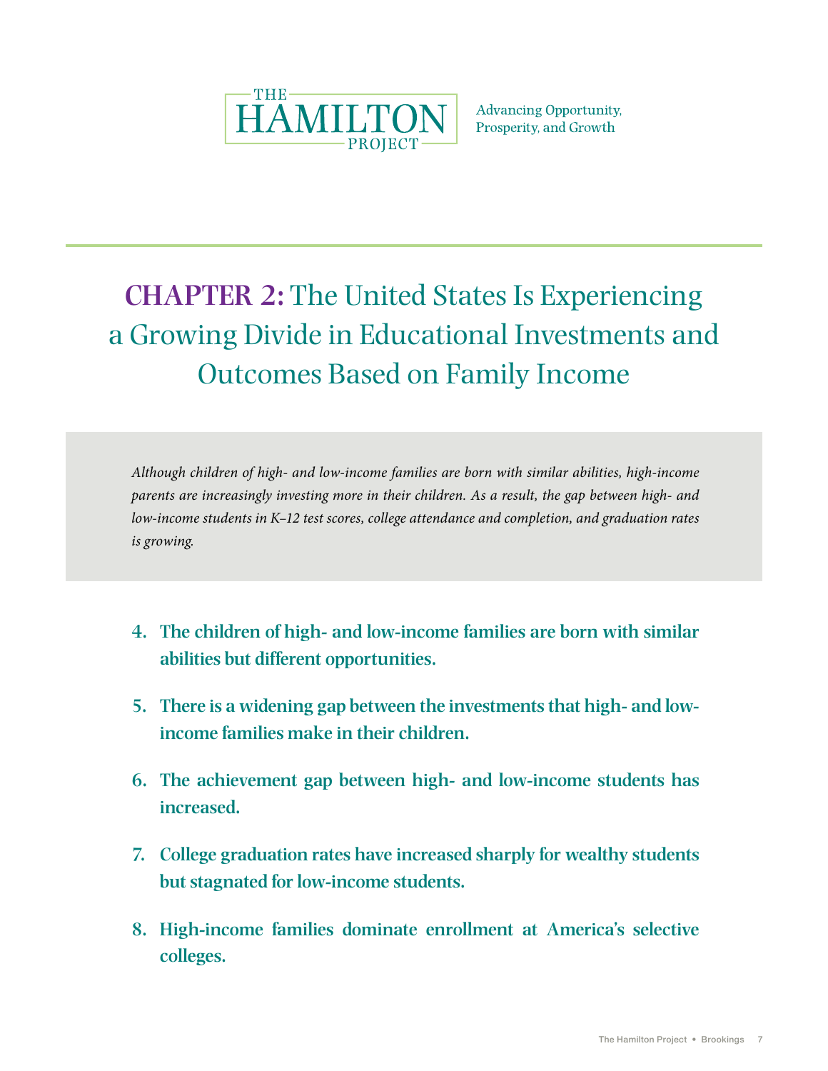# CHAPTER 2: The United States Is Experiencing a Growing Divide in Educational Investments and Outcomes Based on Family Income

*Although children of high- and low-income families are born with similar abilities, high-income parents are increasingly investing more in their children. As a result, the gap between high- and low-income students in K–12 test scores, college attendance and completion, and graduation rates is growing.*

4. **The children of high- and low-income families are born with similar abilities but different opportunities.**

5. **There is a widening gap between the investments that high- and low-income families make in their children.**

6. **The achievement gap between high- and low-income students has increased.**

7. **College graduation rates have increased sharply for wealthy students but stagnated for low-income students.**

8. **High-income families dominate enrollment at America's selective colleges.**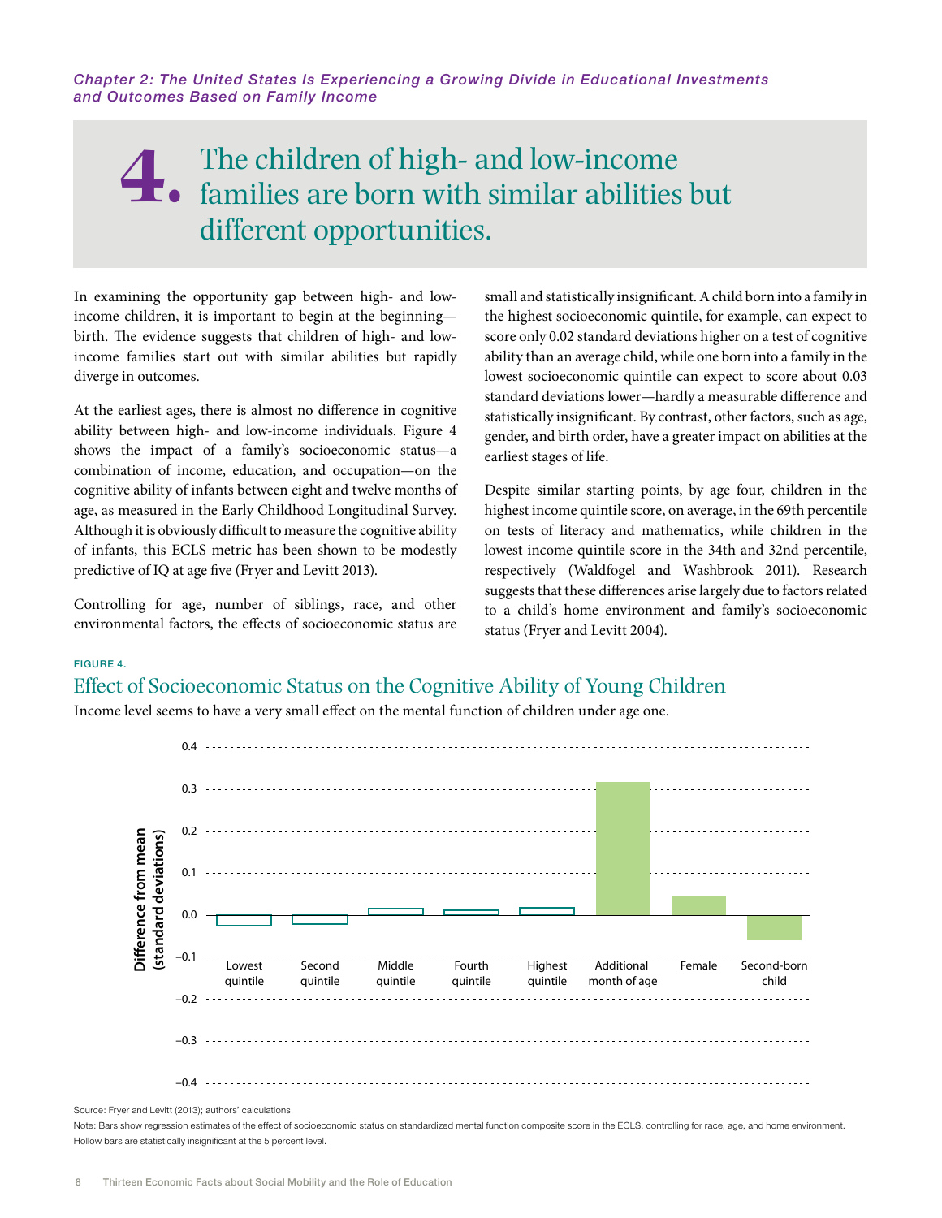*Chapter 2: The United States Is Experiencing a Growing Divide in Educational Investments and Outcomes Based on Family Income*

# 4. The children of high- and low-income families are born with similar abilities but different opportunities.

In examining the opportunity gap between high- and low-income children, it is important to begin at the beginning—birth. The evidence suggests that children of high- and low-income families start out with similar abilities but rapidly diverge in outcomes.

At the earliest ages, there is almost no difference in cognitive ability between high- and low-income individuals. Figure 4 shows the impact of a family's socioeconomic status—a combination of income, education, and occupation—on the cognitive ability of infants between eight and twelve months of age, as measured in the Early Childhood Longitudinal Survey. Although it is obviously difficult to measure the cognitive ability of infants, this ECLS metric has been shown to be modestly predictive of IQ at age five (Fryer and Levitt 2013).

Controlling for age, number of siblings, race, and other environmental factors, the effects of socioeconomic status are small and statistically insignificant. A child born into a family in the highest socioeconomic quintile, for example, can expect to score only 0.02 standard deviations higher on a test of cognitive ability than an average child, while one born into a family in the lowest socioeconomic quintile can expect to score about 0.03 standard deviations lower—hardly a measurable difference and statistically insignificant. By contrast, other factors, such as age, gender, and birth order, have a greater impact on abilities at the earliest stages of life.

Despite similar starting points, by age four, children in the highest income quintile score, on average, in the 69th percentile on tests of literacy and mathematics, while children in the lowest income quintile score in the 34th and 32nd percentile, respectively (Waldfogel and Washbrook 2011). Research suggests that these differences arise largely due to factors related to a child's home environment and family's socioeconomic status (Fryer and Levitt 2004).

FIGURE 4.

## Effect of Socioeconomic Status on the Cognitive Ability of Young Children

Income level seems to have a very small effect on the mental function of children under age one.

Source: Fryer and Levitt (2013); authors' calculations.

Note: Bars show regression estimates of the effect of socioeconomic status on standardized mental function composite score in the ECLS, controlling for race, age, and home environment. Hollow bars are statistically insignificant at the 5 percent level.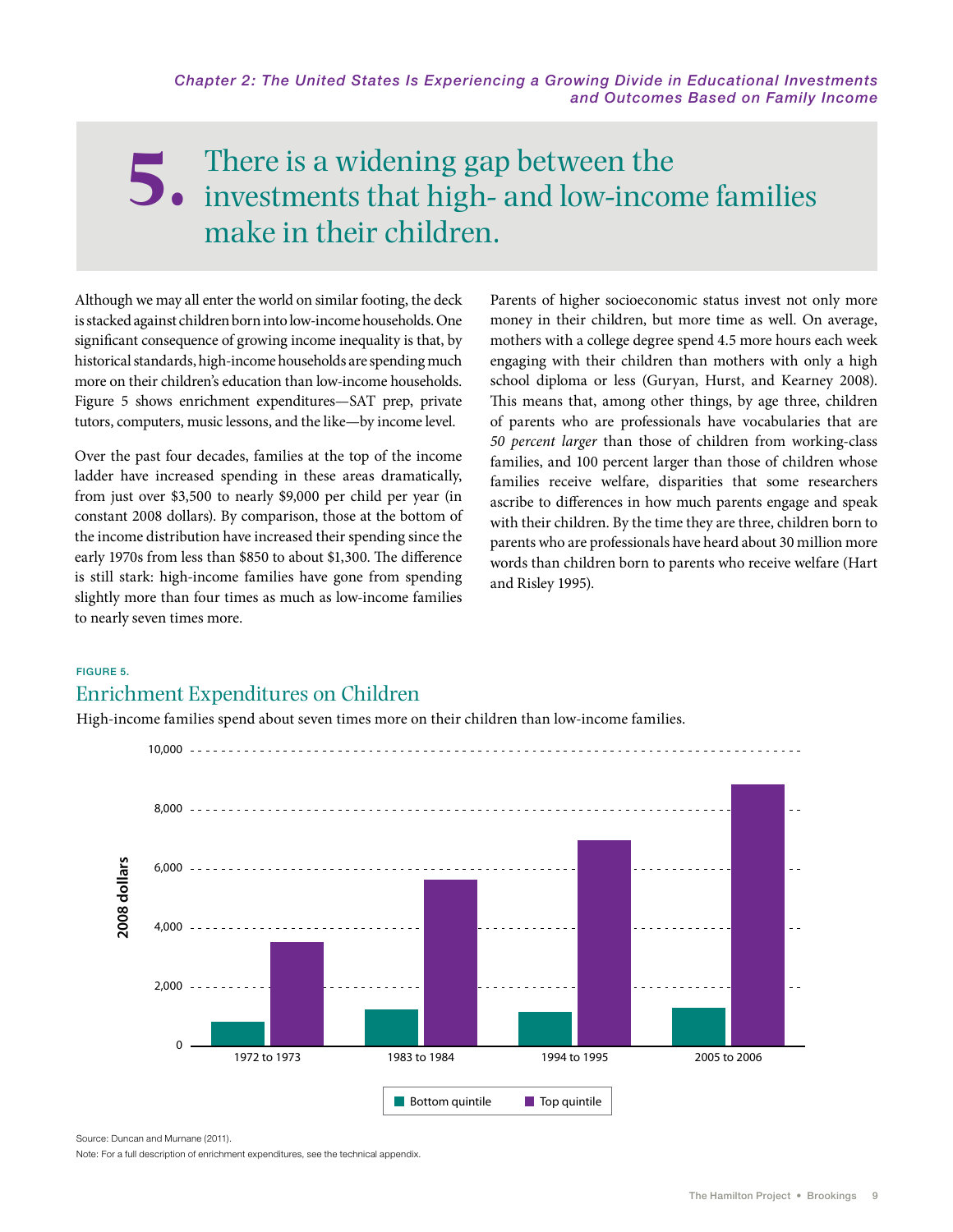# 5. There is a widening gap between the investments that high- and low-income families make in their children.

Although we may all enter the world on similar footing, the deck is stacked against children born into low-income households. One significant consequence of growing income inequality is that, by historical standards, high-income households are spending much more on their children's education than low-income households. Figure 5 shows enrichment expenditures—SAT prep, private tutors, computers, music lessons, and the like—by income level.

Over the past four decades, families at the top of the income ladder have increased spending in these areas dramatically, from just over $3,500 to nearly $9,000 per child per year (in constant 2008 dollars). By comparison, those at the bottom of the income distribution have increased their spending since the early 1970s from less than $850 to about $1,300. The difference is still stark: high-income families have gone from spending slightly more than four times as much as low-income families to nearly seven times more.

Parents of higher socioeconomic status invest not only more money in their children, but more time as well. On average, mothers with a college degree spend 4.5 more hours each week engaging with their children than mothers with only a high school diploma or less (Guryan, Hurst, and Kearney 2008). This means that, among other things, by age three, children of parents who are professionals have vocabularies that are *50 percent larger* than those of children from working-class families, and 100 percent larger than those of children whose families receive welfare, disparities that some researchers ascribe to differences in how much parents engage and speak with their children. By the time they are three, children born to parents who are professionals have heard about 30 million more words than children born to parents who receive welfare (Hart and Risley 1995).

**FIGURE 5.**

## Enrichment Expenditures on Children

High-income families spend about seven times more on their children than low-income families.

Source: Duncan and Murnane (2011).

Note: For a full description of enrichment expenditures, see the technical appendix.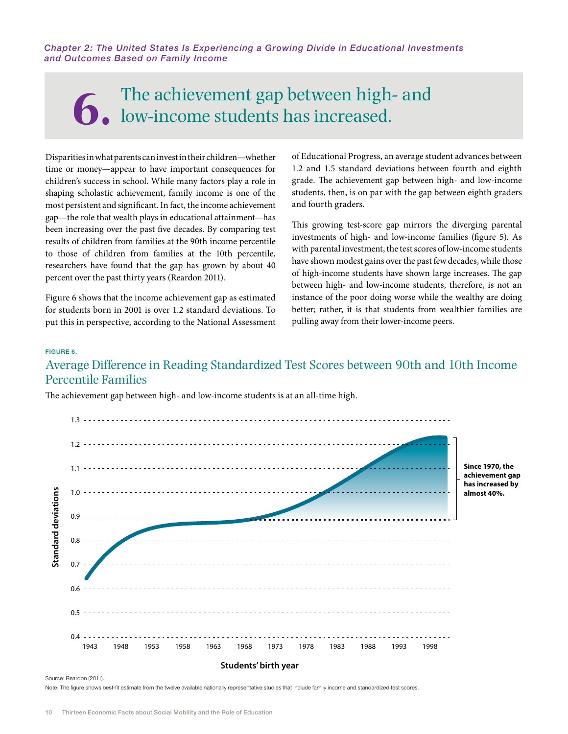*Chapter 2: The United States Is Experiencing a Growing Divide in Educational Investments and Outcomes Based on Family Income*

# 6. The achievement gap between high- and low-income students has increased.

Disparities in what parents can invest in their children—whether time or money—appear to have important consequences for children's success in school. While many factors play a role in shaping scholastic achievement, family income is one of the most persistent and significant. In fact, the income achievement gap—the role that wealth plays in educational attainment—has been increasing over the past five decades. By comparing test results of children from families at the 90th income percentile to those of children from families at the 10th percentile, researchers have found that the gap has grown by about 40 percent over the past thirty years (Reardon 2011).

Figure 6 shows that the income achievement gap as estimated for students born in 2001 is over 1.2 standard deviations. To put this in perspective, according to the National Assessment of Educational Progress, an average student advances between 1.2 and 1.5 standard deviations between fourth and eighth grade. The achievement gap between high- and low-income students, then, is on par with the gap between eighth graders and fourth graders.

This growing test-score gap mirrors the diverging parental investments of high- and low-income families (figure 5). As with parental investment, the test scores of low-income students have shown modest gains over the past few decades, while those of high-income students have shown large increases. The gap between high- and low-income students, therefore, is not an instance of the poor doing worse while the wealthy are doing better; rather, it is that students from wealthier families are pulling away from their lower-income peers.

FIGURE 6.

## Average Difference in Reading Standardized Test Scores between 90th and 10th Income Percentile Families

The achievement gap between high- and low-income students is at an all-time high.

Since 1970, the achievement gap has increased by almost 40%.

Source: Reardon (2011).

Note: The figure shows best-fit estimate from the twelve available nationally representative studies that include family income and standardized test scores.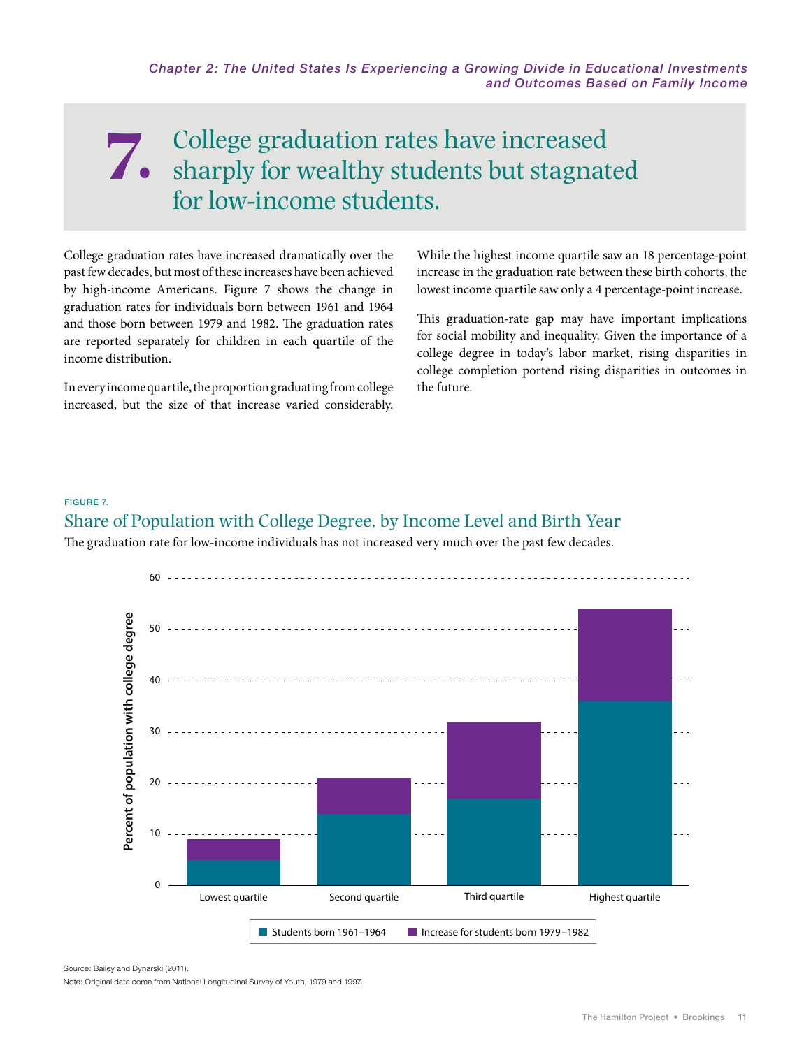## 7. College graduation rates have increased sharply for wealthy students but stagnated for low-income students.

College graduation rates have increased dramatically over the past few decades, but most of these increases have been achieved by high-income Americans. Figure 7 shows the change in graduation rates for individuals born between 1961 and 1964 and those born between 1979 and 1982. The graduation rates are reported separately for children in each quartile of the income distribution.

In every income quartile, the proportion graduating from college increased, but the size of that increase varied considerably. While the highest income quartile saw an 18 percentage-point increase in the graduation rate between these birth cohorts, the lowest income quartile saw only a 4 percentage-point increase.

This graduation-rate gap may have important implications for social mobility and inequality. Given the importance of a college degree in today's labor market, rising disparities in college completion portend rising disparities in outcomes in the future.

FIGURE 7.

### Share of Population with College Degree, by Income Level and Birth Year

The graduation rate for low-income individuals has not increased very much over the past few decades.

Source: Bailey and Dynarski (2011).

Note: Original data come from National Longitudinal Survey of Youth, 1979 and 1997.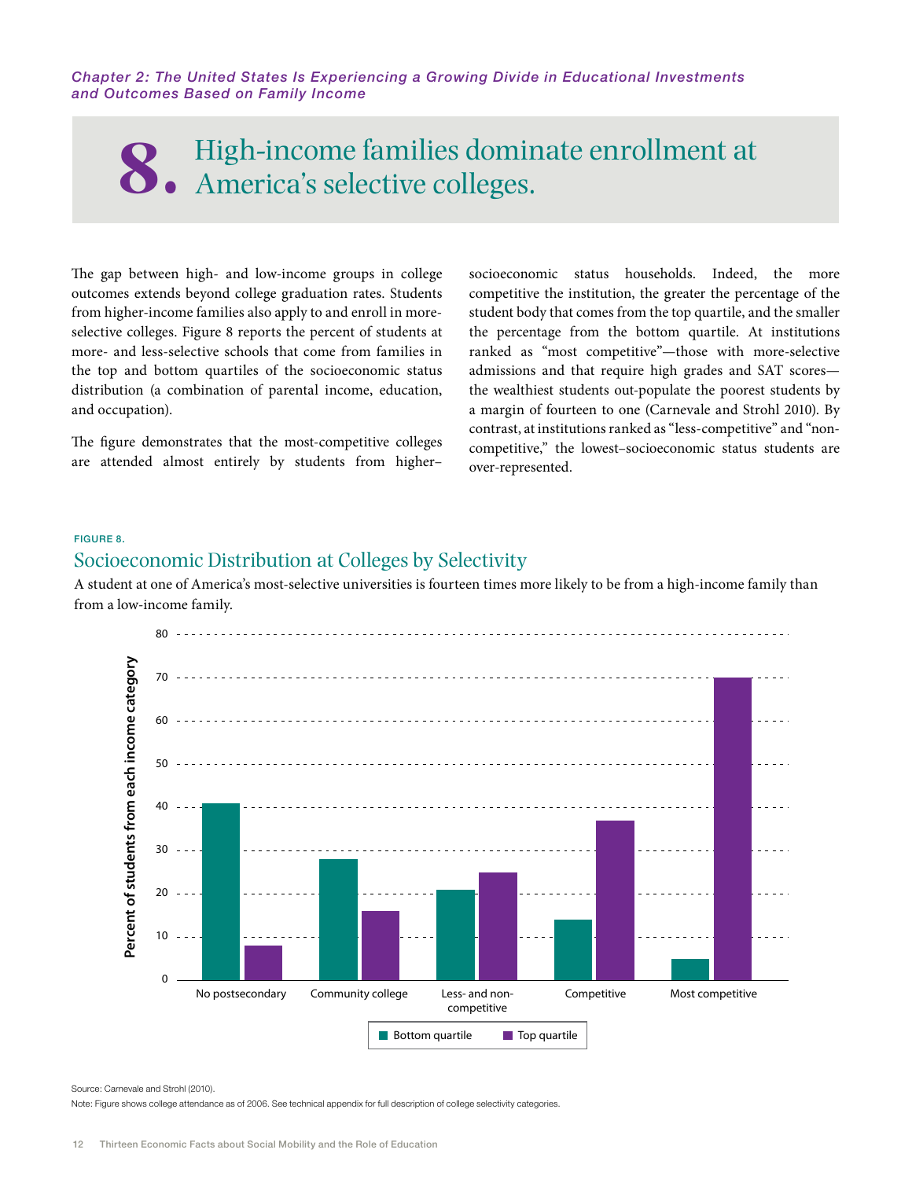*Chapter 2: The United States Is Experiencing a Growing Divide in Educational Investments and Outcomes Based on Family Income*

# 8. High-income families dominate enrollment at America's selective colleges.

The gap between high- and low-income groups in college outcomes extends beyond college graduation rates. Students from higher-income families also apply to and enroll in more-selective colleges. Figure 8 reports the percent of students at more- and less-selective schools that come from families in the top and bottom quartiles of the socioeconomic status distribution (a combination of parental income, education, and occupation).

The figure demonstrates that the most-competitive colleges are attended almost entirely by students from higher–socioeconomic status households. Indeed, the more competitive the institution, the greater the percentage of the student body that comes from the top quartile, and the smaller the percentage from the bottom quartile. At institutions ranked as "most competitive"—those with more-selective admissions and that require high grades and SAT scores—the wealthiest students out-populate the poorest students by a margin of fourteen to one (Carnevale and Strohl 2010). By contrast, at institutions ranked as "less-competitive" and "non-competitive," the lowest–socioeconomic status students are over-represented.

FIGURE 8.

## Socioeconomic Distribution at Colleges by Selectivity

A student at one of America's most-selective universities is fourteen times more likely to be from a high-income family than from a low-income family.

Percent of students from each income category

| | Bottom quartile | Top quartile |
|---|---|---|
| No postsecondary | 41 | 8 |
| Community college | 28 | 16 |
| Less- and non-competitive | 21 | 25 |
| Competitive | 14 | 37 |
| Most competitive | 5 | 70 |

Source: Carnevale and Strohl (2010).

Note: Figure shows college attendance as of 2006. See technical appendix for full description of college selectivity categories.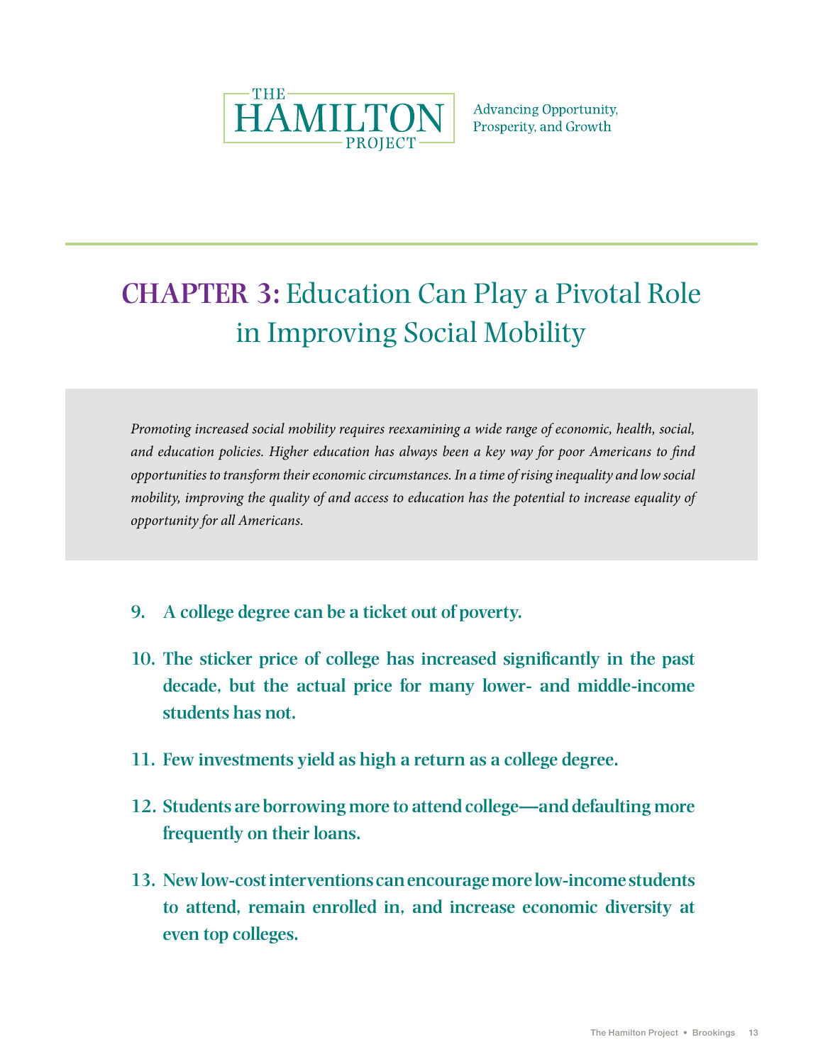# CHAPTER 3: Education Can Play a Pivotal Role in Improving Social Mobility

*Promoting increased social mobility requires reexamining a wide range of economic, health, social, and education policies. Higher education has always been a key way for poor Americans to find opportunities to transform their economic circumstances. In a time of rising inequality and low social mobility, improving the quality of and access to education has the potential to increase equality of opportunity for all Americans.*

9. **A college degree can be a ticket out of poverty.**
10. **The sticker price of college has increased significantly in the past decade, but the actual price for many lower- and middle-income students has not.**
11. **Few investments yield as high a return as a college degree.**
12. **Students are borrowing more to attend college—and defaulting more frequently on their loans.**
13. **New low-cost interventions can encourage more low-income students to attend, remain enrolled in, and increase economic diversity at even top colleges.**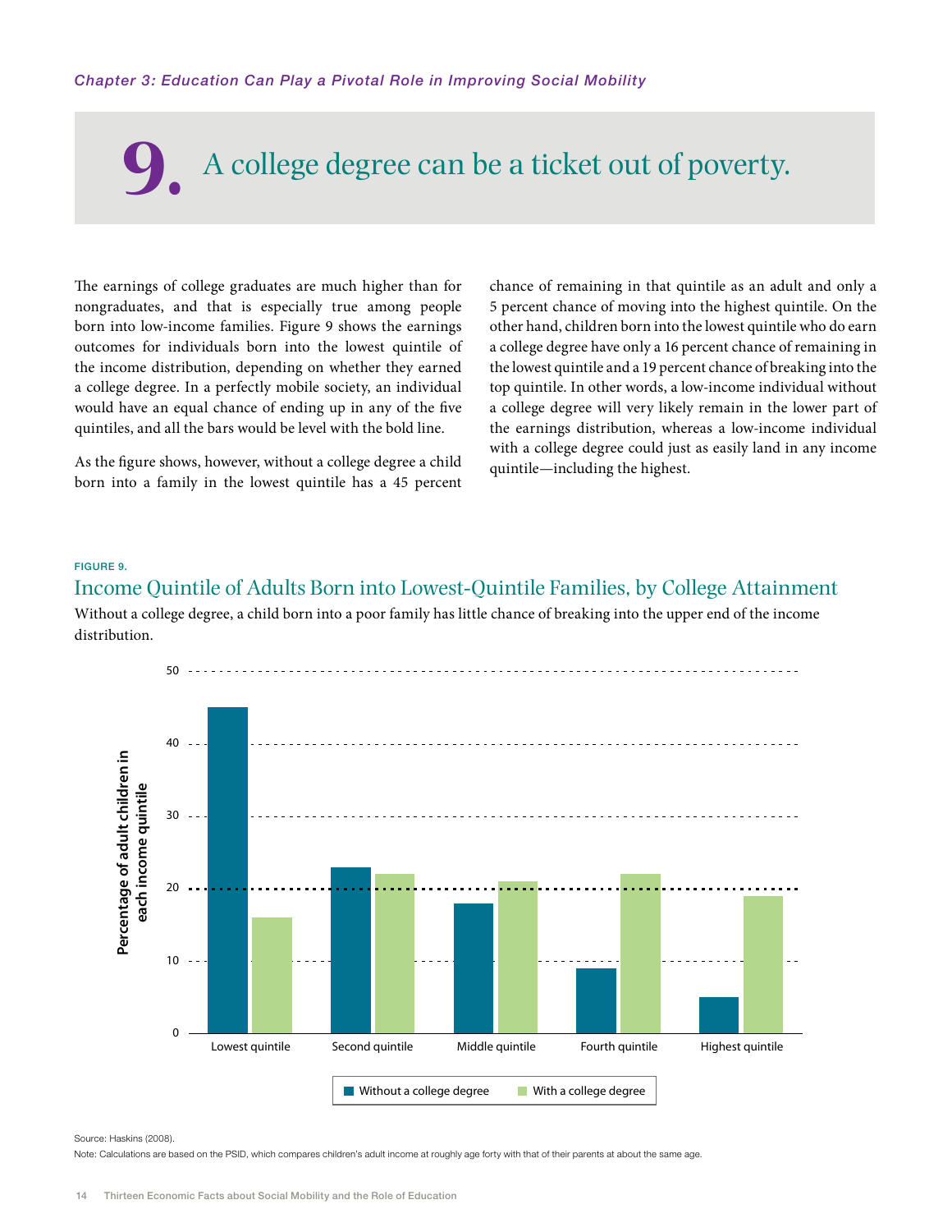*Chapter 3: Education Can Play a Pivotal Role in Improving Social Mobility*

# 9. A college degree can be a ticket out of poverty.

The earnings of college graduates are much higher than for nongraduates, and that is especially true among people born into low-income families. Figure 9 shows the earnings outcomes for individuals born into the lowest quintile of the income distribution, depending on whether they earned a college degree. In a perfectly mobile society, an individual would have an equal chance of ending up in any of the five quintiles, and all the bars would be level with the bold line.

As the figure shows, however, without a college degree a child born into a family in the lowest quintile has a 45 percent chance of remaining in that quintile as an adult and only a 5 percent chance of moving into the highest quintile. On the other hand, children born into the lowest quintile who do earn a college degree have only a 16 percent chance of remaining in the lowest quintile and a 19 percent chance of breaking into the top quintile. In other words, a low-income individual without a college degree will very likely remain in the lower part of the earnings distribution, whereas a low-income individual with a college degree could just as easily land in any income quintile—including the highest.

FIGURE 9.

## Income Quintile of Adults Born into Lowest-Quintile Families, by College Attainment

Without a college degree, a child born into a poor family has little chance of breaking into the upper end of the income distribution.

Percentage of adult children in each income quintile

| | Without a college degree | With a college degree |
|---|---|---|
| Lowest quintile | 45 | 16 |
| Second quintile | 23 | 22 |
| Middle quintile | 18 | 21 |
| Fourth quintile | 9 | 22 |
| Highest quintile | 5 | 19 |

Source: Haskins (2008).

Note: Calculations are based on the PSID, which compares children's adult income at roughly age forty with that of their parents at about the same age.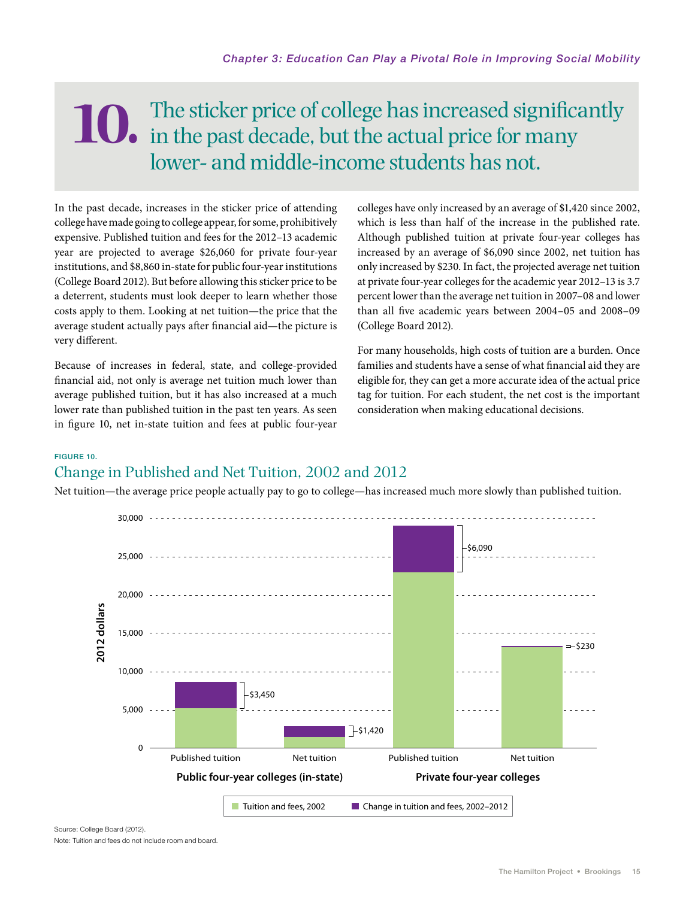# 10. The sticker price of college has increased significantly in the past decade, but the actual price for many lower- and middle-income students has not.

In the past decade, increases in the sticker price of attending college have made going to college appear, for some, prohibitively expensive. Published tuition and fees for the 2012–13 academic year are projected to average $26,060 for private four-year institutions, and $8,860 in-state for public four-year institutions (College Board 2012). But before allowing this sticker price to be a deterrent, students must look deeper to learn whether those costs apply to them. Looking at net tuition—the price that the average student actually pays after financial aid—the picture is very different.

Because of increases in federal, state, and college-provided financial aid, not only is average net tuition much lower than average published tuition, but it has also increased at a much lower rate than published tuition in the past ten years. As seen in figure 10, net in-state tuition and fees at public four-year colleges have only increased by an average of $1,420 since 2002, which is less than half of the increase in the published rate. Although published tuition at private four-year colleges has increased by an average of $6,090 since 2002, net tuition has only increased by $230. In fact, the projected average net tuition at private four-year colleges for the academic year 2012–13 is 3.7 percent lower than the average net tuition in 2007–08 and lower than all five academic years between 2004–05 and 2008–09 (College Board 2012).

For many households, high costs of tuition are a burden. Once families and students have a sense of what financial aid they are eligible for, they can get a more accurate idea of the actual price tag for tuition. For each student, the net cost is the important consideration when making educational decisions.

FIGURE 10.

## Change in Published and Net Tuition, 2002 and 2012

Net tuition—the average price people actually pay to go to college—has increased much more slowly than published tuition.

| 2012 dollars | Public four-year colleges (in-state): Published tuition | Public four-year colleges (in-state): Net tuition | Private four-year colleges: Published tuition | Private four-year colleges: Net tuition |
| --- | --- | --- | --- | --- |
| Change in tuition and fees, 2002–2012 | $3,450 | $1,420 | $6,090 | $230 |

Source: College Board (2012).

Note: Tuition and fees do not include room and board.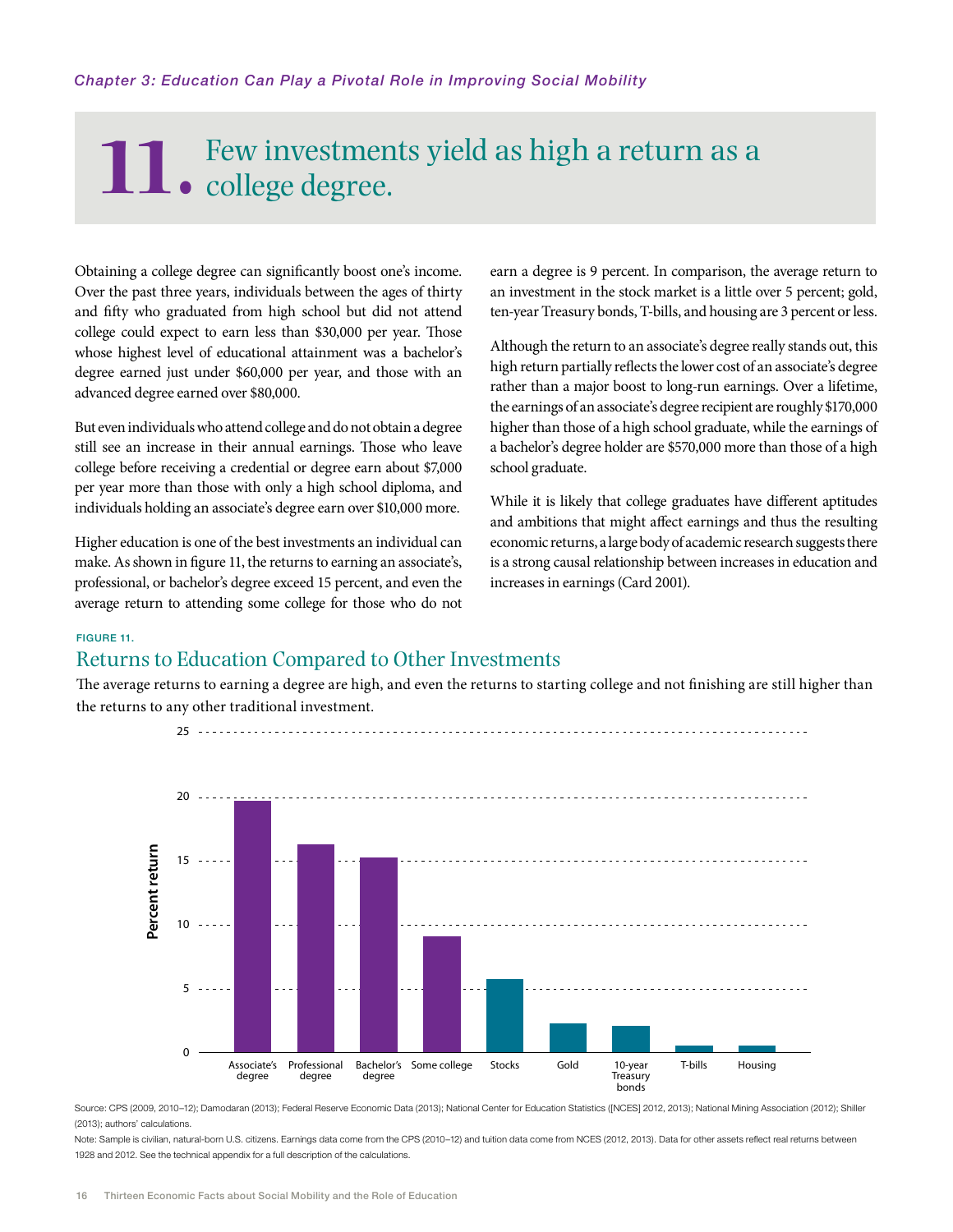*Chapter 3: Education Can Play a Pivotal Role in Improving Social Mobility*

# 11. Few investments yield as high a return as a college degree.

Obtaining a college degree can significantly boost one's income. Over the past three years, individuals between the ages of thirty and fifty who graduated from high school but did not attend college could expect to earn less than $30,000 per year. Those whose highest level of educational attainment was a bachelor's degree earned just under $60,000 per year, and those with an advanced degree earned over $80,000.

But even individuals who attend college and do not obtain a degree still see an increase in their annual earnings. Those who leave college before receiving a credential or degree earn about $7,000 per year more than those with only a high school diploma, and individuals holding an associate's degree earn over $10,000 more.

Higher education is one of the best investments an individual can make. As shown in figure 11, the returns to earning an associate's, professional, or bachelor's degree exceed 15 percent, and even the average return to attending some college for those who do not earn a degree is 9 percent. In comparison, the average return to an investment in the stock market is a little over 5 percent; gold, ten-year Treasury bonds, T-bills, and housing are 3 percent or less.

Although the return to an associate's degree really stands out, this high return partially reflects the lower cost of an associate's degree rather than a major boost to long-run earnings. Over a lifetime, the earnings of an associate's degree recipient are roughly $170,000 higher than those of a high school graduate, while the earnings of a bachelor's degree holder are $570,000 more than those of a high school graduate.

While it is likely that college graduates have different aptitudes and ambitions that might affect earnings and thus the resulting economic returns, a large body of academic research suggests there is a strong causal relationship between increases in education and increases in earnings (Card 2001).

FIGURE 11.

## Returns to Education Compared to Other Investments

The average returns to earning a degree are high, and even the returns to starting college and not finishing are still higher than the returns to any other traditional investment.

Source: CPS (2009, 2010–12); Damodaran (2013); Federal Reserve Economic Data (2013); National Center for Education Statistics ([NCES] 2012, 2013); National Mining Association (2012); Shiller (2013); authors' calculations.

Note: Sample is civilian, natural-born U.S. citizens. Earnings data come from the CPS (2010–12) and tuition data come from NCES (2012, 2013). Data for other assets reflect real returns between 1928 and 2012. See the technical appendix for a full description of the calculations.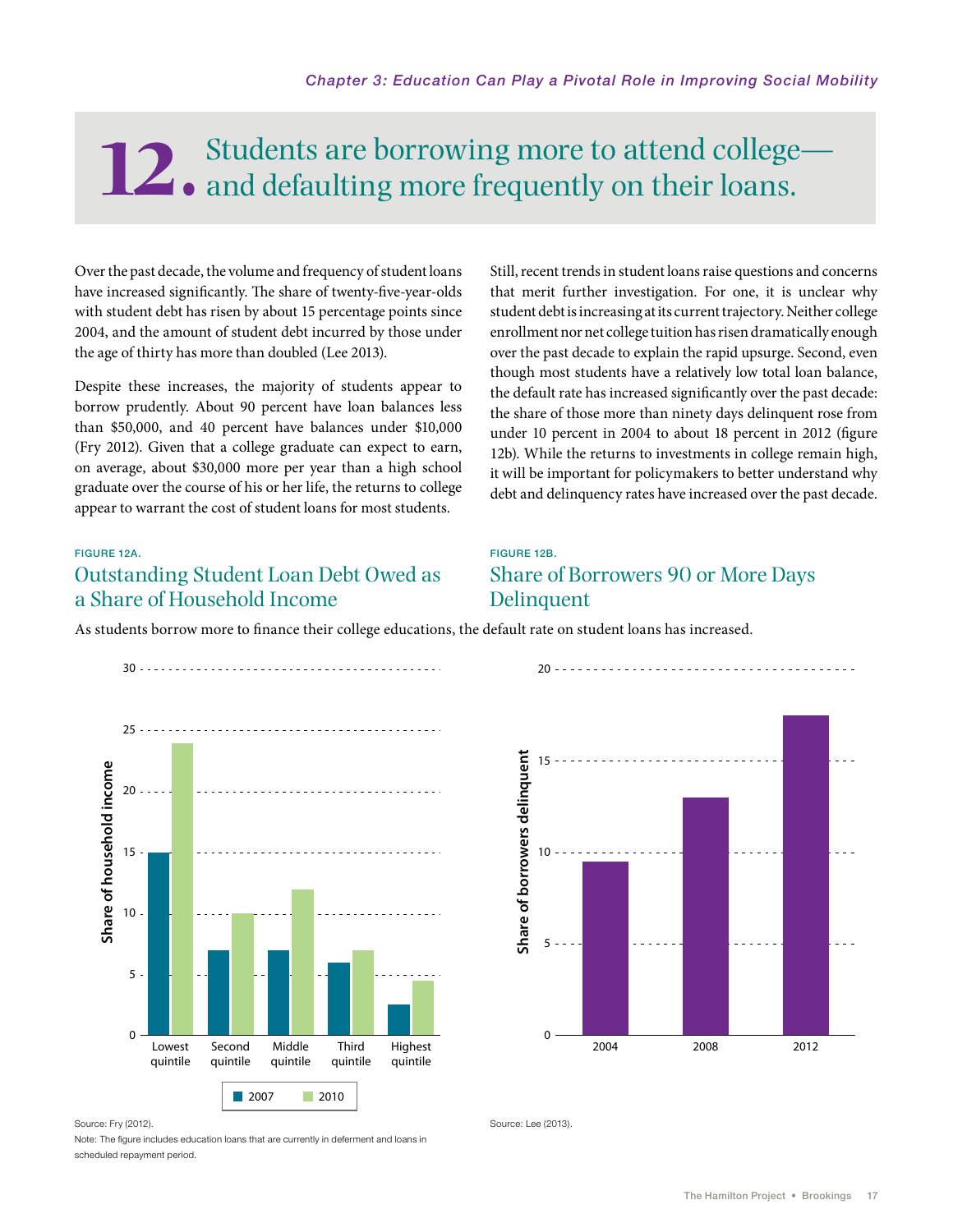# 12. Students are borrowing more to attend college—and defaulting more frequently on their loans.

Over the past decade, the volume and frequency of student loans have increased significantly. The share of twenty-five-year-olds with student debt has risen by about 15 percentage points since 2004, and the amount of student debt incurred by those under the age of thirty has more than doubled (Lee 2013).

Despite these increases, the majority of students appear to borrow prudently. About 90 percent have loan balances less than $50,000, and 40 percent have balances under $10,000 (Fry 2012). Given that a college graduate can expect to earn, on average, about $30,000 more per year than a high school graduate over the course of his or her life, the returns to college appear to warrant the cost of student loans for most students.

Still, recent trends in student loans raise questions and concerns that merit further investigation. For one, it is unclear why student debt is increasing at its current trajectory. Neither college enrollment nor net college tuition has risen dramatically enough over the past decade to explain the rapid upsurge. Second, even though most students have a relatively low total loan balance, the default rate has increased significantly over the past decade: the share of those more than ninety days delinquent rose from under 10 percent in 2004 to about 18 percent in 2012 (figure 12b). While the returns to investments in college remain high, it will be important for policymakers to better understand why debt and delinquency rates have increased over the past decade.

FIGURE 12A.

## Outstanding Student Loan Debt Owed as a Share of Household Income

FIGURE 12B.

## Share of Borrowers 90 or More Days Delinquent

As students borrow more to finance their college educations, the default rate on student loans has increased.

Source: Fry (2012).

Note: The figure includes education loans that are currently in deferment and loans in scheduled repayment period.

Source: Lee (2013).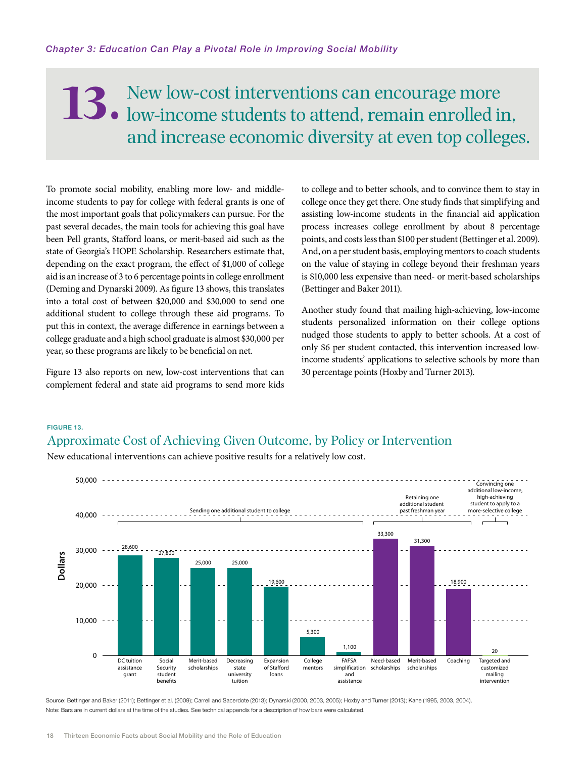# 13. New low-cost interventions can encourage more low-income students to attend, remain enrolled in, and increase economic diversity at even top colleges.

To promote social mobility, enabling more low- and middle-income students to pay for college with federal grants is one of the most important goals that policymakers can pursue. For the past several decades, the main tools for achieving this goal have been Pell grants, Stafford loans, or merit-based aid such as the state of Georgia's HOPE Scholarship. Researchers estimate that, depending on the exact program, the effect of $1,000 of college aid is an increase of 3 to 6 percentage points in college enrollment (Deming and Dynarski 2009). As figure 13 shows, this translates into a total cost of between $20,000 and $30,000 to send one additional student to college through these aid programs. To put this in context, the average difference in earnings between a college graduate and a high school graduate is almost $30,000 per year, so these programs are likely to be beneficial on net.

Figure 13 also reports on new, low-cost interventions that can complement federal and state aid programs to send more kids to college and to better schools, and to convince them to stay in college once they get there. One study finds that simplifying and assisting low-income students in the financial aid application process increases college enrollment by about 8 percentage points, and costs less than $100 per student (Bettinger et al. 2009). And, on a per student basis, employing mentors to coach students on the value of staying in college beyond their freshman years is $10,000 less expensive than need- or merit-based scholarships (Bettinger and Baker 2011).

Another study found that mailing high-achieving, low-income students personalized information on their college options nudged those students to apply to better schools. At a cost of only $6 per student contacted, this intervention increased low-income students' applications to selective schools by more than 30 percentage points (Hoxby and Turner 2013).

FIGURE 13.

## Approximate Cost of Achieving Given Outcome, by Policy or Intervention

New educational interventions can achieve positive results for a relatively low cost.

| Outcome | Policy or intervention | Dollars |
|---|---|---|
| Sending one additional student to college | DC tuition assistance grant | 28,600 |
| | Social Security student benefits | 27,800 |
| | Merit-based scholarships | 25,000 |
| | Decreasing state university tuition | 25,000 |
| | Expansion of Stafford loans | 19,600 |
| | College mentors | 5,300 |
| | FAFSA simplification and assistance | 1,100 |
| Retaining one additional student past freshman year | Need-based scholarships | 33,300 |
| | Merit-based scholarships | 31,300 |
| | Coaching | 18,900 |
| Convincing one additional low-income, high-achieving student to apply to a more-selective college | Targeted and customized mailing intervention | 20 |

Source: Bettinger and Baker (2011); Bettinger et al. (2009); Carrell and Sacerdote (2013); Dynarski (2000, 2003, 2005); Hoxby and Turner (2013); Kane (1995, 2003, 2004).

Note: Bars are in current dollars at the time of the studies. See technical appendix for a description of how bars were calculated.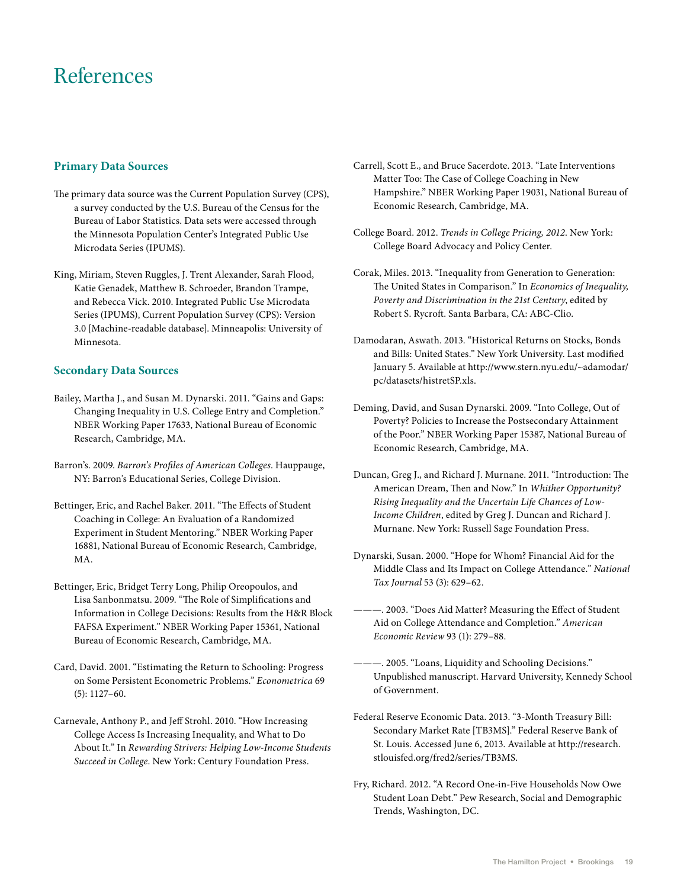# References

## Primary Data Sources

The primary data source was the Current Population Survey (CPS), a survey conducted by the U.S. Bureau of the Census for the Bureau of Labor Statistics. Data sets were accessed through the Minnesota Population Center's Integrated Public Use Microdata Series (IPUMS).

King, Miriam, Steven Ruggles, J. Trent Alexander, Sarah Flood, Katie Genadek, Matthew B. Schroeder, Brandon Trampe, and Rebecca Vick. 2010. Integrated Public Use Microdata Series (IPUMS), Current Population Survey (CPS): Version 3.0 [Machine-readable database]. Minneapolis: University of Minnesota.

## Secondary Data Sources

Bailey, Martha J., and Susan M. Dynarski. 2011. "Gains and Gaps: Changing Inequality in U.S. College Entry and Completion." NBER Working Paper 17633, National Bureau of Economic Research, Cambridge, MA.

Barron's. 2009. *Barron's Profiles of American Colleges*. Hauppauge, NY: Barron's Educational Series, College Division.

Bettinger, Eric, and Rachel Baker. 2011. "The Effects of Student Coaching in College: An Evaluation of a Randomized Experiment in Student Mentoring." NBER Working Paper 16881, National Bureau of Economic Research, Cambridge, MA.

Bettinger, Eric, Bridget Terry Long, Philip Oreopoulos, and Lisa Sanbonmatsu. 2009. "The Role of Simplifications and Information in College Decisions: Results from the H&R Block FAFSA Experiment." NBER Working Paper 15361, National Bureau of Economic Research, Cambridge, MA.

Card, David. 2001. "Estimating the Return to Schooling: Progress on Some Persistent Econometric Problems." *Econometrica* 69 (5): 1127–60.

Carnevale, Anthony P., and Jeff Strohl. 2010. "How Increasing College Access Is Increasing Inequality, and What to Do About It." In *Rewarding Strivers: Helping Low-Income Students Succeed in College*. New York: Century Foundation Press.

Carrell, Scott E., and Bruce Sacerdote. 2013. "Late Interventions Matter Too: The Case of College Coaching in New Hampshire." NBER Working Paper 19031, National Bureau of Economic Research, Cambridge, MA.

College Board. 2012. *Trends in College Pricing, 2012*. New York: College Board Advocacy and Policy Center.

Corak, Miles. 2013. "Inequality from Generation to Generation: The United States in Comparison." In *Economics of Inequality, Poverty and Discrimination in the 21st Century*, edited by Robert S. Rycroft. Santa Barbara, CA: ABC-Clio.

Damodaran, Aswath. 2013. "Historical Returns on Stocks, Bonds and Bills: United States." New York University. Last modified January 5. Available at http://www.stern.nyu.edu/~adamodar/pc/datasets/histretSP.xls.

Deming, David, and Susan Dynarski. 2009. "Into College, Out of Poverty? Policies to Increase the Postsecondary Attainment of the Poor." NBER Working Paper 15387, National Bureau of Economic Research, Cambridge, MA.

Duncan, Greg J., and Richard J. Murnane. 2011. "Introduction: The American Dream, Then and Now." In *Whither Opportunity? Rising Inequality and the Uncertain Life Chances of Low-Income Children*, edited by Greg J. Duncan and Richard J. Murnane. New York: Russell Sage Foundation Press.

Dynarski, Susan. 2000. "Hope for Whom? Financial Aid for the Middle Class and Its Impact on College Attendance." *National Tax Journal* 53 (3): 629–62.

———. 2003. "Does Aid Matter? Measuring the Effect of Student Aid on College Attendance and Completion." *American Economic Review* 93 (1): 279–88.

———. 2005. "Loans, Liquidity and Schooling Decisions." Unpublished manuscript. Harvard University, Kennedy School of Government.

Federal Reserve Economic Data. 2013. "3-Month Treasury Bill: Secondary Market Rate [TB3MS]." Federal Reserve Bank of St. Louis. Accessed June 6, 2013. Available at http://research.stlouisfed.org/fred2/series/TB3MS.

Fry, Richard. 2012. "A Record One-in-Five Households Now Owe Student Loan Debt." Pew Research, Social and Demographic Trends, Washington, DC.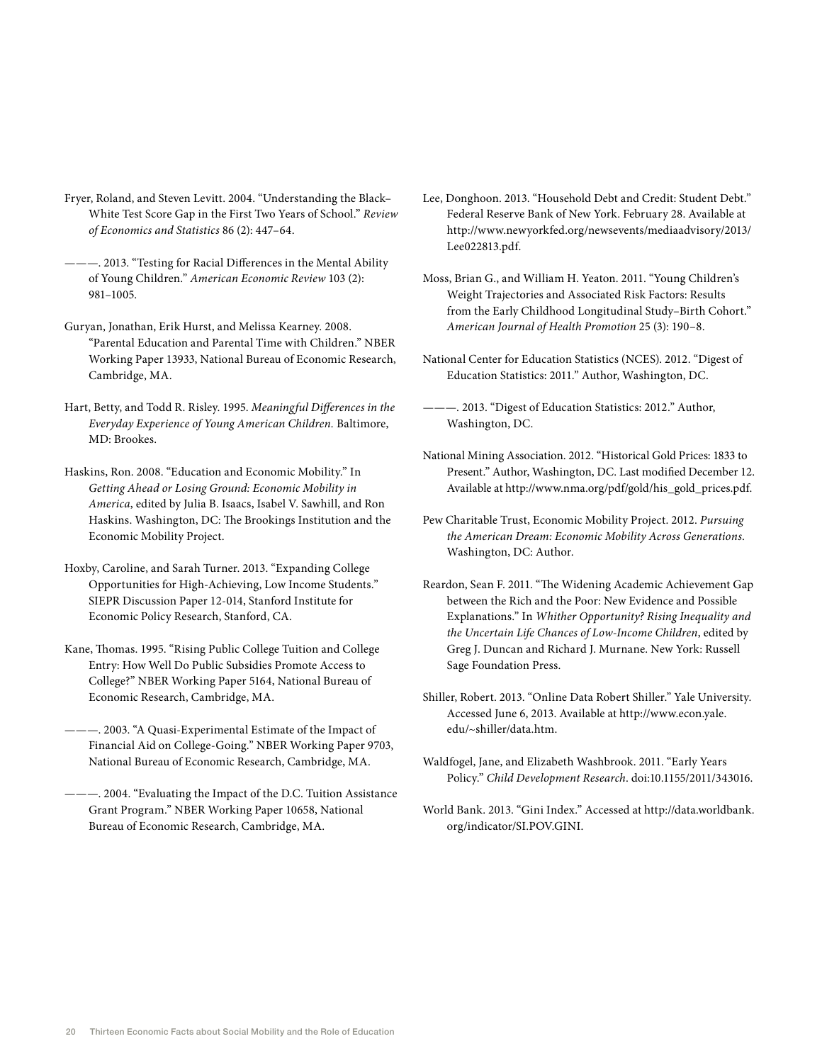Fryer, Roland, and Steven Levitt. 2004. "Understanding the Black–White Test Score Gap in the First Two Years of School." *Review of Economics and Statistics* 86 (2): 447–64.

———. 2013. "Testing for Racial Differences in the Mental Ability of Young Children." *American Economic Review* 103 (2): 981–1005.

Guryan, Jonathan, Erik Hurst, and Melissa Kearney. 2008. "Parental Education and Parental Time with Children." NBER Working Paper 13933, National Bureau of Economic Research, Cambridge, MA.

Hart, Betty, and Todd R. Risley. 1995. *Meaningful Differences in the Everyday Experience of Young American Children.* Baltimore, MD: Brookes.

Haskins, Ron. 2008. "Education and Economic Mobility." In *Getting Ahead or Losing Ground: Economic Mobility in America*, edited by Julia B. Isaacs, Isabel V. Sawhill, and Ron Haskins. Washington, DC: The Brookings Institution and the Economic Mobility Project.

Hoxby, Caroline, and Sarah Turner. 2013. "Expanding College Opportunities for High-Achieving, Low Income Students." SIEPR Discussion Paper 12-014, Stanford Institute for Economic Policy Research, Stanford, CA.

Kane, Thomas. 1995. "Rising Public College Tuition and College Entry: How Well Do Public Subsidies Promote Access to College?" NBER Working Paper 5164, National Bureau of Economic Research, Cambridge, MA.

———. 2003. "A Quasi-Experimental Estimate of the Impact of Financial Aid on College-Going." NBER Working Paper 9703, National Bureau of Economic Research, Cambridge, MA.

———. 2004. "Evaluating the Impact of the D.C. Tuition Assistance Grant Program." NBER Working Paper 10658, National Bureau of Economic Research, Cambridge, MA.

Lee, Donghoon. 2013. "Household Debt and Credit: Student Debt." Federal Reserve Bank of New York. February 28. Available at http://www.newyorkfed.org/newsevents/mediaadvisory/2013/Lee022813.pdf.

Moss, Brian G., and William H. Yeaton. 2011. "Young Children's Weight Trajectories and Associated Risk Factors: Results from the Early Childhood Longitudinal Study–Birth Cohort." *American Journal of Health Promotion* 25 (3): 190–8.

National Center for Education Statistics (NCES). 2012. "Digest of Education Statistics: 2011." Author, Washington, DC.

———. 2013. "Digest of Education Statistics: 2012." Author, Washington, DC.

National Mining Association. 2012. "Historical Gold Prices: 1833 to Present." Author, Washington, DC. Last modified December 12. Available at http://www.nma.org/pdf/gold/his_gold_prices.pdf.

Pew Charitable Trust, Economic Mobility Project. 2012. *Pursuing the American Dream: Economic Mobility Across Generations.* Washington, DC: Author.

Reardon, Sean F. 2011. "The Widening Academic Achievement Gap between the Rich and the Poor: New Evidence and Possible Explanations." In *Whither Opportunity? Rising Inequality and the Uncertain Life Chances of Low-Income Children*, edited by Greg J. Duncan and Richard J. Murnane. New York: Russell Sage Foundation Press.

Shiller, Robert. 2013. "Online Data Robert Shiller." Yale University. Accessed June 6, 2013. Available at http://www.econ.yale.edu/~shiller/data.htm.

Waldfogel, Jane, and Elizabeth Washbrook. 2011. "Early Years Policy." *Child Development Research*. doi:10.1155/2011/343016.

World Bank. 2013. "Gini Index." Accessed at http://data.worldbank.org/indicator/SI.POV.GINI.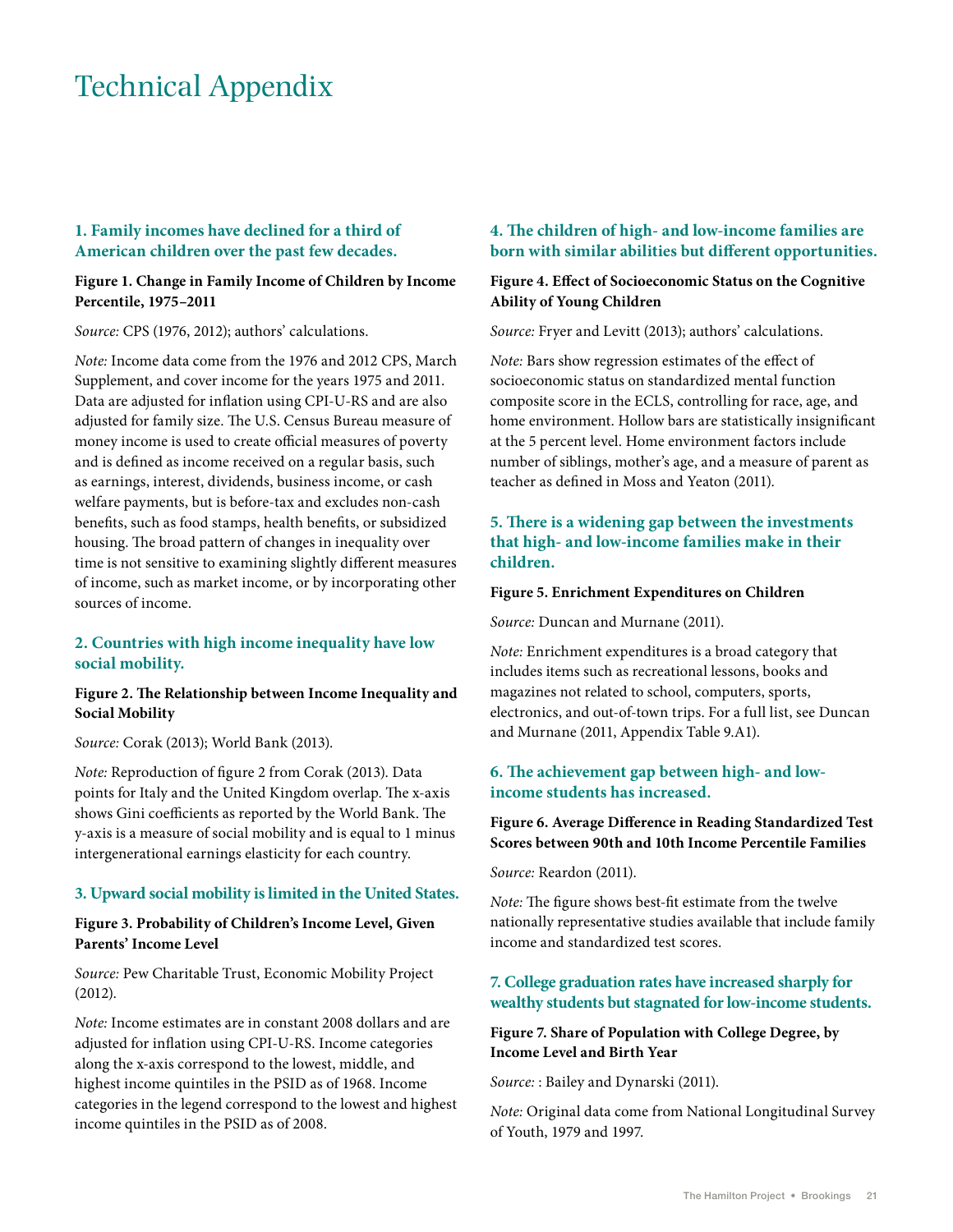# Technical Appendix

## 1. Family incomes have declined for a third of American children over the past few decades.

**Figure 1. Change in Family Income of Children by Income Percentile, 1975–2011**

*Source:* CPS (1976, 2012); authors' calculations.

*Note:* Income data come from the 1976 and 2012 CPS, March Supplement, and cover income for the years 1975 and 2011. Data are adjusted for inflation using CPI-U-RS and are also adjusted for family size. The U.S. Census Bureau measure of money income is used to create official measures of poverty and is defined as income received on a regular basis, such as earnings, interest, dividends, business income, or cash welfare payments, but is before-tax and excludes non-cash benefits, such as food stamps, health benefits, or subsidized housing. The broad pattern of changes in inequality over time is not sensitive to examining slightly different measures of income, such as market income, or by incorporating other sources of income.

## 2. Countries with high income inequality have low social mobility.

**Figure 2. The Relationship between Income Inequality and Social Mobility**

*Source:* Corak (2013); World Bank (2013).

*Note:* Reproduction of figure 2 from Corak (2013). Data points for Italy and the United Kingdom overlap. The x-axis shows Gini coefficients as reported by the World Bank. The y-axis is a measure of social mobility and is equal to 1 minus intergenerational earnings elasticity for each country.

## 3. Upward social mobility is limited in the United States.

**Figure 3. Probability of Children's Income Level, Given Parents' Income Level**

*Source:* Pew Charitable Trust, Economic Mobility Project (2012).

*Note:* Income estimates are in constant 2008 dollars and are adjusted for inflation using CPI-U-RS. Income categories along the x-axis correspond to the lowest, middle, and highest income quintiles in the PSID as of 1968. Income categories in the legend correspond to the lowest and highest income quintiles in the PSID as of 2008.

## 4. The children of high- and low-income families are born with similar abilities but different opportunities.

**Figure 4. Effect of Socioeconomic Status on the Cognitive Ability of Young Children**

*Source:* Fryer and Levitt (2013); authors' calculations.

*Note:* Bars show regression estimates of the effect of socioeconomic status on standardized mental function composite score in the ECLS, controlling for race, age, and home environment. Hollow bars are statistically insignificant at the 5 percent level. Home environment factors include number of siblings, mother's age, and a measure of parent as teacher as defined in Moss and Yeaton (2011).

## 5. There is a widening gap between the investments that high- and low-income families make in their children.

**Figure 5. Enrichment Expenditures on Children**

*Source:* Duncan and Murnane (2011).

*Note:* Enrichment expenditures is a broad category that includes items such as recreational lessons, books and magazines not related to school, computers, sports, electronics, and out-of-town trips. For a full list, see Duncan and Murnane (2011, Appendix Table 9.A1).

## 6. The achievement gap between high- and low-income students has increased.

**Figure 6. Average Difference in Reading Standardized Test Scores between 90th and 10th Income Percentile Families**

*Source:* Reardon (2011).

*Note:* The figure shows best-fit estimate from the twelve nationally representative studies available that include family income and standardized test scores.

## 7. College graduation rates have increased sharply for wealthy students but stagnated for low-income students.

**Figure 7. Share of Population with College Degree, by Income Level and Birth Year**

*Source:* : Bailey and Dynarski (2011).

*Note:* Original data come from National Longitudinal Survey of Youth, 1979 and 1997.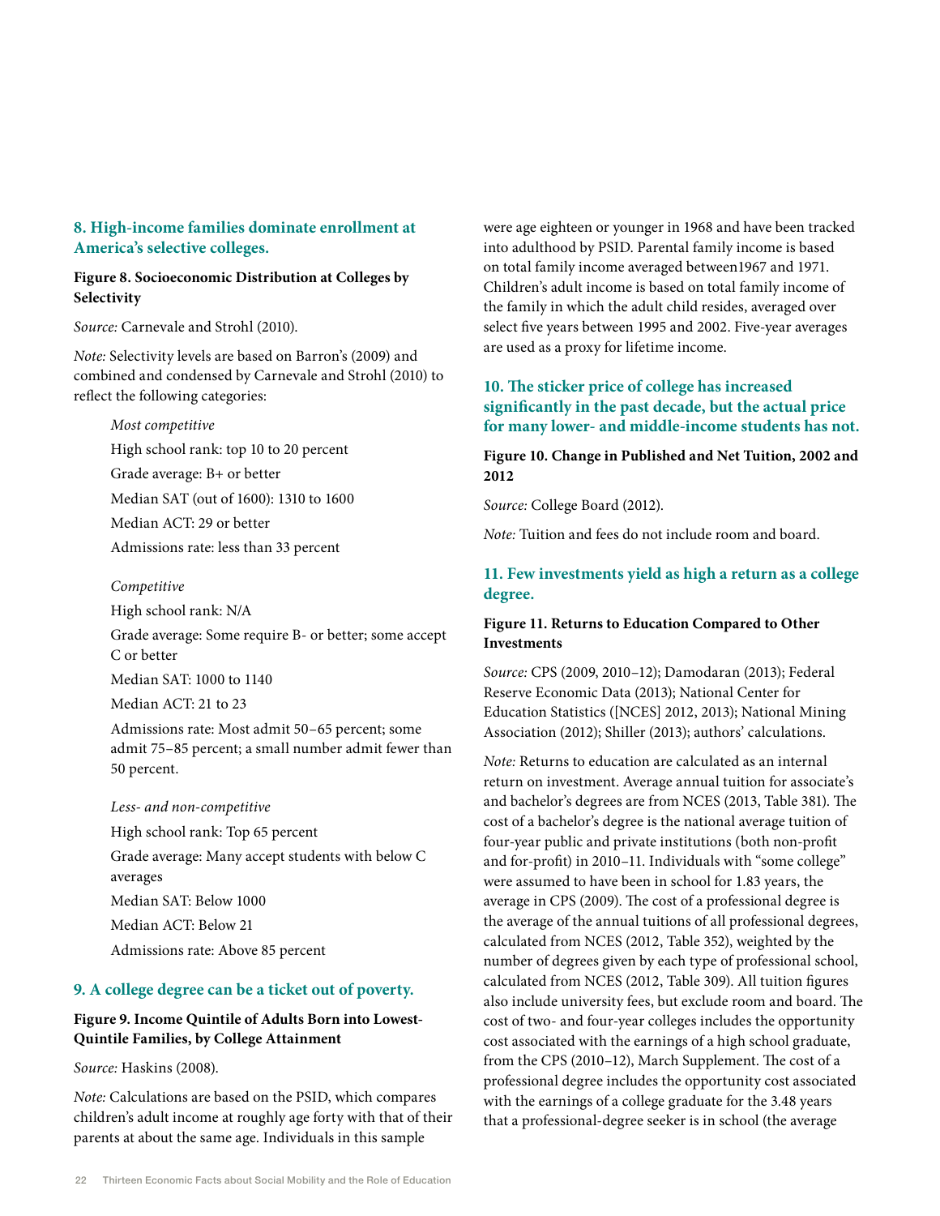### 8. High-income families dominate enrollment at America's selective colleges.

**Figure 8. Socioeconomic Distribution at Colleges by Selectivity**

*Source:* Carnevale and Strohl (2010).

*Note:* Selectivity levels are based on Barron's (2009) and combined and condensed by Carnevale and Strohl (2010) to reflect the following categories:

*Most competitive*

High school rank: top 10 to 20 percent

Grade average: B+ or better

Median SAT (out of 1600): 1310 to 1600

Median ACT: 29 or better

Admissions rate: less than 33 percent

*Competitive*

High school rank: N/A

Grade average: Some require B- or better; some accept C or better

Median SAT: 1000 to 1140

Median ACT: 21 to 23

Admissions rate: Most admit 50–65 percent; some admit 75–85 percent; a small number admit fewer than 50 percent.

*Less- and non-competitive*

High school rank: Top 65 percent

Grade average: Many accept students with below C averages

Median SAT: Below 1000

Median ACT: Below 21

Admissions rate: Above 85 percent

### 9. A college degree can be a ticket out of poverty.

**Figure 9. Income Quintile of Adults Born into Lowest-Quintile Families, by College Attainment**

*Source:* Haskins (2008).

*Note:* Calculations are based on the PSID, which compares children's adult income at roughly age forty with that of their parents at about the same age. Individuals in this sample were age eighteen or younger in 1968 and have been tracked into adulthood by PSID. Parental family income is based on total family income averaged between1967 and 1971. Children's adult income is based on total family income of the family in which the adult child resides, averaged over select five years between 1995 and 2002. Five-year averages are used as a proxy for lifetime income.

### 10. The sticker price of college has increased significantly in the past decade, but the actual price for many lower- and middle-income students has not.

**Figure 10. Change in Published and Net Tuition, 2002 and 2012**

*Source:* College Board (2012).

*Note:* Tuition and fees do not include room and board.

### 11. Few investments yield as high a return as a college degree.

**Figure 11. Returns to Education Compared to Other Investments**

*Source:* CPS (2009, 2010–12); Damodaran (2013); Federal Reserve Economic Data (2013); National Center for Education Statistics ([NCES] 2012, 2013); National Mining Association (2012); Shiller (2013); authors' calculations.

*Note:* Returns to education are calculated as an internal return on investment. Average annual tuition for associate's and bachelor's degrees are from NCES (2013, Table 381). The cost of a bachelor's degree is the national average tuition of four-year public and private institutions (both non-profit and for-profit) in 2010–11. Individuals with "some college" were assumed to have been in school for 1.83 years, the average in CPS (2009). The cost of a professional degree is the average of the annual tuitions of all professional degrees, calculated from NCES (2012, Table 352), weighted by the number of degrees given by each type of professional school, calculated from NCES (2012, Table 309). All tuition figures also include university fees, but exclude room and board. The cost of two- and four-year colleges includes the opportunity cost associated with the earnings of a high school graduate, from the CPS (2010–12), March Supplement. The cost of a professional degree includes the opportunity cost associated with the earnings of a college graduate for the 3.48 years that a professional-degree seeker is in school (the average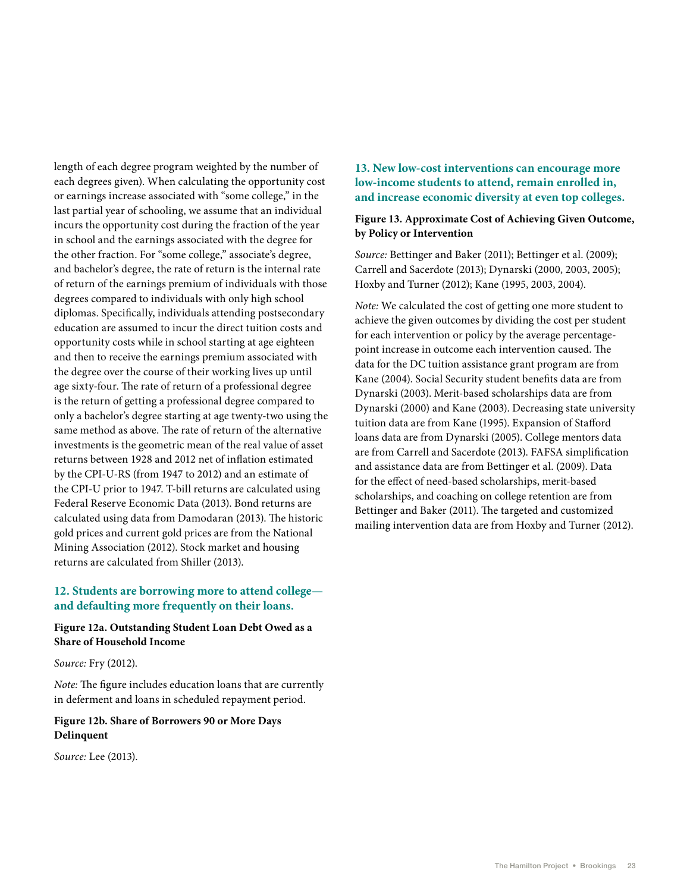length of each degree program weighted by the number of each degrees given). When calculating the opportunity cost or earnings increase associated with "some college," in the last partial year of schooling, we assume that an individual incurs the opportunity cost during the fraction of the year in school and the earnings associated with the degree for the other fraction. For "some college," associate's degree, and bachelor's degree, the rate of return is the internal rate of return of the earnings premium of individuals with those degrees compared to individuals with only high school diplomas. Specifically, individuals attending postsecondary education are assumed to incur the direct tuition costs and opportunity costs while in school starting at age eighteen and then to receive the earnings premium associated with the degree over the course of their working lives up until age sixty-four. The rate of return of a professional degree is the return of getting a professional degree compared to only a bachelor's degree starting at age twenty-two using the same method as above. The rate of return of the alternative investments is the geometric mean of the real value of asset returns between 1928 and 2012 net of inflation estimated by the CPI-U-RS (from 1947 to 2012) and an estimate of the CPI-U prior to 1947. T-bill returns are calculated using Federal Reserve Economic Data (2013). Bond returns are calculated using data from Damodaran (2013). The historic gold prices and current gold prices are from the National Mining Association (2012). Stock market and housing returns are calculated from Shiller (2013).

## 12. Students are borrowing more to attend college—and defaulting more frequently on their loans.

**Figure 12a. Outstanding Student Loan Debt Owed as a Share of Household Income**

*Source:* Fry (2012).

*Note:* The figure includes education loans that are currently in deferment and loans in scheduled repayment period.

**Figure 12b. Share of Borrowers 90 or More Days Delinquent**

*Source:* Lee (2013).

## 13. New low-cost interventions can encourage more low-income students to attend, remain enrolled in, and increase economic diversity at even top colleges.

**Figure 13. Approximate Cost of Achieving Given Outcome, by Policy or Intervention**

*Source:* Bettinger and Baker (2011); Bettinger et al. (2009); Carrell and Sacerdote (2013); Dynarski (2000, 2003, 2005); Hoxby and Turner (2012); Kane (1995, 2003, 2004).

*Note:* We calculated the cost of getting one more student to achieve the given outcomes by dividing the cost per student for each intervention or policy by the average percentage-point increase in outcome each intervention caused. The data for the DC tuition assistance grant program are from Kane (2004). Social Security student benefits data are from Dynarski (2003). Merit-based scholarships data are from Dynarski (2000) and Kane (2003). Decreasing state university tuition data are from Kane (1995). Expansion of Stafford loans data are from Dynarski (2005). College mentors data are from Carrell and Sacerdote (2013). FAFSA simplification and assistance data are from Bettinger et al. (2009). Data for the effect of need-based scholarships, merit-based scholarships, and coaching on college retention are from Bettinger and Baker (2011). The targeted and customized mailing intervention data are from Hoxby and Turner (2012).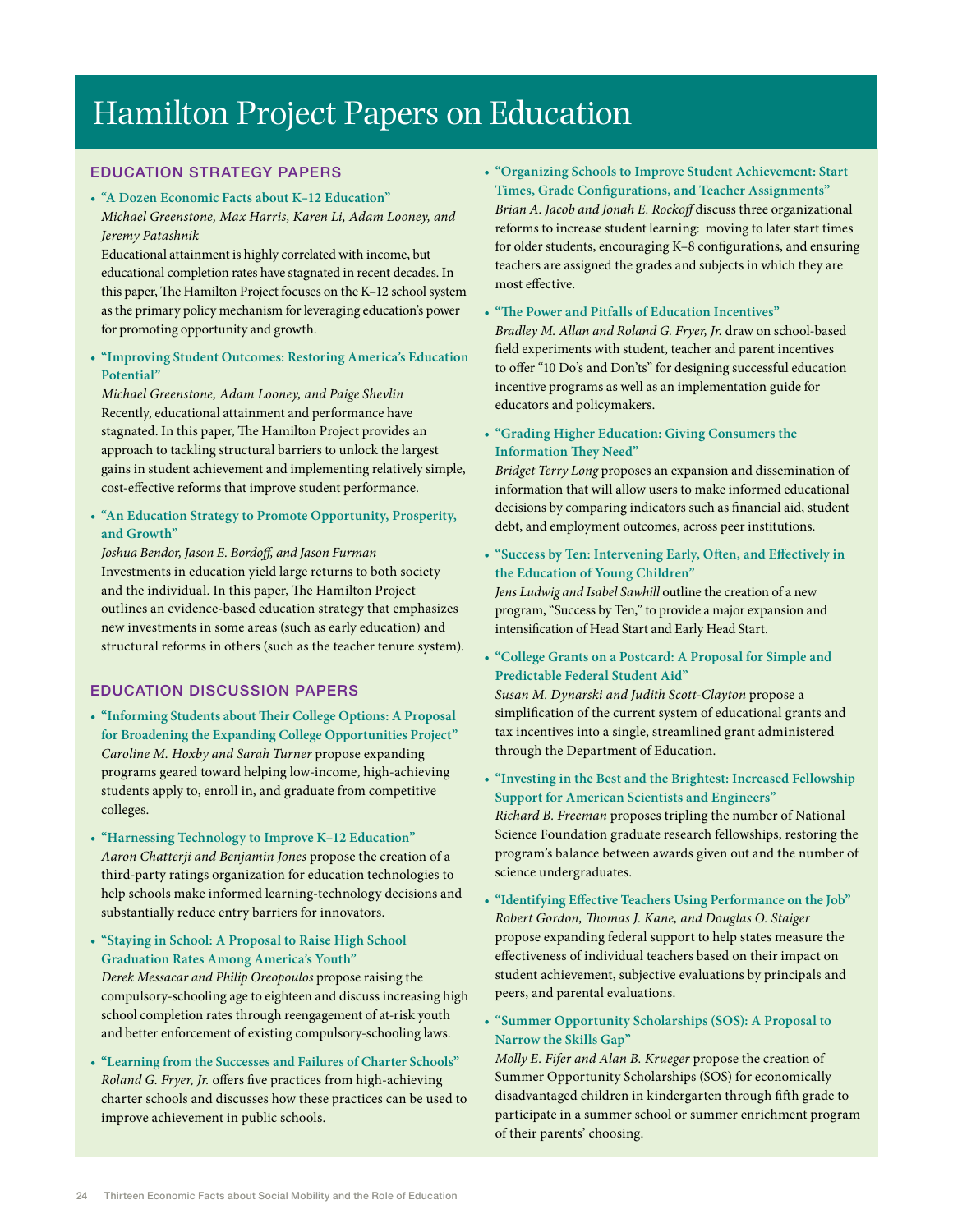# Hamilton Project Papers on Education

## EDUCATION STRATEGY PAPERS

- **"A Dozen Economic Facts about K–12 Education"**
  *Michael Greenstone, Max Harris, Karen Li, Adam Looney, and Jeremy Patashnik*
  Educational attainment is highly correlated with income, but educational completion rates have stagnated in recent decades. In this paper, The Hamilton Project focuses on the K–12 school system as the primary policy mechanism for leveraging education's power for promoting opportunity and growth.

- **"Improving Student Outcomes: Restoring America's Education Potential"**
  *Michael Greenstone, Adam Looney, and Paige Shevlin*
  Recently, educational attainment and performance have stagnated. In this paper, The Hamilton Project provides an approach to tackling structural barriers to unlock the largest gains in student achievement and implementing relatively simple, cost-effective reforms that improve student performance.

- **"An Education Strategy to Promote Opportunity, Prosperity, and Growth"**
  *Joshua Bendor, Jason E. Bordoff, and Jason Furman*
  Investments in education yield large returns to both society and the individual. In this paper, The Hamilton Project outlines an evidence-based education strategy that emphasizes new investments in some areas (such as early education) and structural reforms in others (such as the teacher tenure system).

## EDUCATION DISCUSSION PAPERS

- **"Informing Students about Their College Options: A Proposal for Broadening the Expanding College Opportunities Project"**
  *Caroline M. Hoxby and Sarah Turner* propose expanding programs geared toward helping low-income, high-achieving students apply to, enroll in, and graduate from competitive colleges.

- **"Harnessing Technology to Improve K–12 Education"**
  *Aaron Chatterji and Benjamin Jones* propose the creation of a third-party ratings organization for education technologies to help schools make informed learning-technology decisions and substantially reduce entry barriers for innovators.

- **"Staying in School: A Proposal to Raise High School Graduation Rates Among America's Youth"**
  *Derek Messacar and Philip Oreopoulos* propose raising the compulsory-schooling age to eighteen and discuss increasing high school completion rates through reengagement of at-risk youth and better enforcement of existing compulsory-schooling laws.

- **"Learning from the Successes and Failures of Charter Schools"**
  *Roland G. Fryer, Jr.* offers five practices from high-achieving charter schools and discusses how these practices can be used to improve achievement in public schools.

- **"Organizing Schools to Improve Student Achievement: Start Times, Grade Configurations, and Teacher Assignments"**
  *Brian A. Jacob and Jonah E. Rockoff* discuss three organizational reforms to increase student learning: moving to later start times for older students, encouraging K–8 configurations, and ensuring teachers are assigned the grades and subjects in which they are most effective.

- **"The Power and Pitfalls of Education Incentives"**
  *Bradley M. Allan and Roland G. Fryer, Jr.* draw on school-based field experiments with student, teacher and parent incentives to offer "10 Do's and Don'ts" for designing successful education incentive programs as well as an implementation guide for educators and policymakers.

- **"Grading Higher Education: Giving Consumers the Information They Need"**
  *Bridget Terry Long* proposes an expansion and dissemination of information that will allow users to make informed educational decisions by comparing indicators such as financial aid, student debt, and employment outcomes, across peer institutions.

- **"Success by Ten: Intervening Early, Often, and Effectively in the Education of Young Children"**
  *Jens Ludwig and Isabel Sawhill* outline the creation of a new program, "Success by Ten," to provide a major expansion and intensification of Head Start and Early Head Start.

- **"College Grants on a Postcard: A Proposal for Simple and Predictable Federal Student Aid"**
  *Susan M. Dynarski and Judith Scott-Clayton* propose a simplification of the current system of educational grants and tax incentives into a single, streamlined grant administered through the Department of Education.

- **"Investing in the Best and the Brightest: Increased Fellowship Support for American Scientists and Engineers"**
  *Richard B. Freeman* proposes tripling the number of National Science Foundation graduate research fellowships, restoring the program's balance between awards given out and the number of science undergraduates.

- **"Identifying Effective Teachers Using Performance on the Job"**
  *Robert Gordon, Thomas J. Kane, and Douglas O. Staiger* propose expanding federal support to help states measure the effectiveness of individual teachers based on their impact on student achievement, subjective evaluations by principals and peers, and parental evaluations.

- **"Summer Opportunity Scholarships (SOS): A Proposal to Narrow the Skills Gap"**
  *Molly E. Fifer and Alan B. Krueger* propose the creation of Summer Opportunity Scholarships (SOS) for economically disadvantaged children in kindergarten through fifth grade to participate in a summer school or summer enrichment program of their parents' choosing.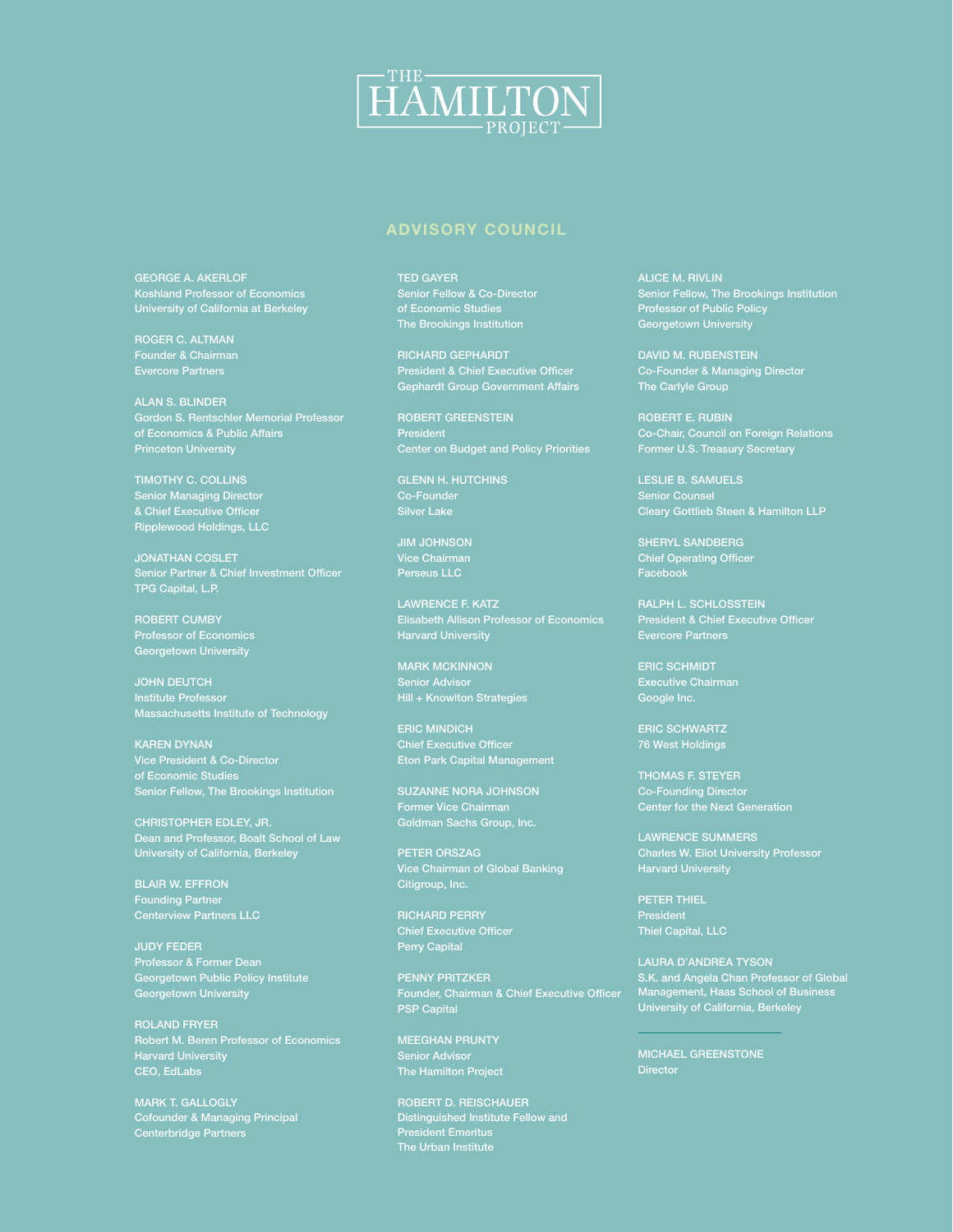THE HAMILTON PROJECT

## ADVISORY COUNCIL

GEORGE A. AKERLOF
Koshland Professor of Economics
University of California at Berkeley

ROGER C. ALTMAN
Founder & Chairman
Evercore Partners

ALAN S. BLINDER
Gordon S. Rentschler Memorial Professor
of Economics & Public Affairs
Princeton University

TIMOTHY C. COLLINS
Senior Managing Director
& Chief Executive Officer
Ripplewood Holdings, LLC

JONATHAN COSLET
Senior Partner & Chief Investment Officer
TPG Capital, L.P.

ROBERT CUMBY
Professor of Economics
Georgetown University

JOHN DEUTCH
Institute Professor
Massachusetts Institute of Technology

KAREN DYNAN
Vice President & Co-Director
of Economic Studies
Senior Fellow, The Brookings Institution

CHRISTOPHER EDLEY, JR.
Dean and Professor, Boalt School of Law
University of California, Berkeley

BLAIR W. EFFRON
Founding Partner
Centerview Partners LLC

JUDY FEDER
Professor & Former Dean
Georgetown Public Policy Institute
Georgetown University

ROLAND FRYER
Robert M. Beren Professor of Economics
Harvard University
CEO, EdLabs

MARK T. GALLOGLY
Cofounder & Managing Principal
Centerbridge Partners

TED GAYER
Senior Fellow & Co-Director
of Economic Studies
The Brookings Institution

RICHARD GEPHARDT
President & Chief Executive Officer
Gephardt Group Government Affairs

ROBERT GREENSTEIN
President
Center on Budget and Policy Priorities

GLENN H. HUTCHINS
Co-Founder
Silver Lake

JIM JOHNSON
Vice Chairman
Perseus LLC

LAWRENCE F. KATZ
Elisabeth Allison Professor of Economics
Harvard University

MARK MCKINNON
Senior Advisor
Hill + Knowlton Strategies

ERIC MINDICH
Chief Executive Officer
Eton Park Capital Management

SUZANNE NORA JOHNSON
Former Vice Chairman
Goldman Sachs Group, Inc.

PETER ORSZAG
Vice Chairman of Global Banking
Citigroup, Inc.

RICHARD PERRY
Chief Executive Officer
Perry Capital

PENNY PRITZKER
Founder, Chairman & Chief Executive Officer
PSP Capital

MEEGHAN PRUNTY
Senior Advisor
The Hamilton Project

ROBERT D. REISCHAUER
Distinguished Institute Fellow and
President Emeritus
The Urban Institute

ALICE M. RIVLIN
Senior Fellow, The Brookings Institution
Professor of Public Policy
Georgetown University

DAVID M. RUBENSTEIN
Co-Founder & Managing Director
The Carlyle Group

ROBERT E. RUBIN
Co-Chair, Council on Foreign Relations
Former U.S. Treasury Secretary

LESLIE B. SAMUELS
Senior Counsel
Cleary Gottlieb Steen & Hamilton LLP

SHERYL SANDBERG
Chief Operating Officer
Facebook

RALPH L. SCHLOSSTEIN
President & Chief Executive Officer
Evercore Partners

ERIC SCHMIDT
Executive Chairman
Google Inc.

ERIC SCHWARTZ
76 West Holdings

THOMAS F. STEYER
Co-Founding Director
Center for the Next Generation

LAWRENCE SUMMERS
Charles W. Eliot University Professor
Harvard University

PETER THIEL
President
Thiel Capital, LLC

LAURA D'ANDREA TYSON
S.K. and Angela Chan Professor of Global
Management, Haas School of Business
University of California, Berkeley

---

MICHAEL GREENSTONE
Director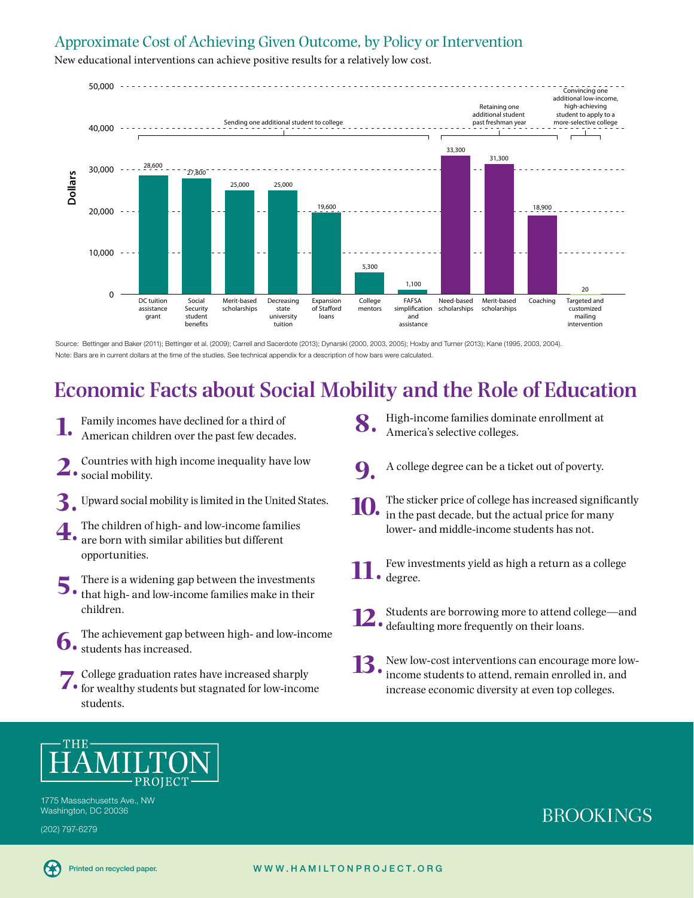## Approximate Cost of Achieving Given Outcome, by Policy or Intervention

New educational interventions can achieve positive results for a relatively low cost.

Dollars

50,000
40,000
30,000
20,000
10,000
0

Sending one additional student to college

Retaining one additional student past freshman year

Convincing one additional low-income, high-achieving student to apply to a more-selective college

28,600
DC tuition assistance grant

27,800
Social Security student benefits

25,000
Merit-based scholarships

25,000
Decreasing state university tuition

19,600
Expansion of Stafford loans

5,300
College mentors

1,100
FAFSA simplification and assistance

33,300
Need-based scholarships

31,300
Merit-based scholarships

18,900
Coaching

20
Targeted and customized mailing intervention

Source: Bettinger and Baker (2011); Bettinger et al. (2009); Carrell and Sacerdote (2013); Dynarski (2000, 2003, 2005); Hoxby and Turner (2013); Kane (1995, 2003, 2004).
Note: Bars are in current dollars at the time of the studies. See technical appendix for a description of how bars were calculated.

# Economic Facts about Social Mobility and the Role of Education

1. Family incomes have declined for a third of American children over the past few decades.
2. Countries with high income inequality have low social mobility.
3. Upward social mobility is limited in the United States.
4. The children of high- and low-income families are born with similar abilities but different opportunities.
5. There is a widening gap between the investments that high- and low-income families make in their children.
6. The achievement gap between high- and low-income students has increased.
7. College graduation rates have increased sharply for wealthy students but stagnated for low-income students.
8. High-income families dominate enrollment at America's selective colleges.
9. A college degree can be a ticket out of poverty.
10. The sticker price of college has increased significantly in the past decade, but the actual price for many lower- and middle-income students has not.
11. Few investments yield as high a return as a college degree.
12. Students are borrowing more to attend college—and defaulting more frequently on their loans.
13. New low-cost interventions can encourage more low-income students to attend, remain enrolled in, and increase economic diversity at even top colleges.

THE HAMILTON PROJECT

1775 Massachusetts Ave., NW
Washington, DC 20036

(202) 797-6279

BROOKINGS

Printed on recycled paper.

WWW.HAMILTONPROJECT.ORG